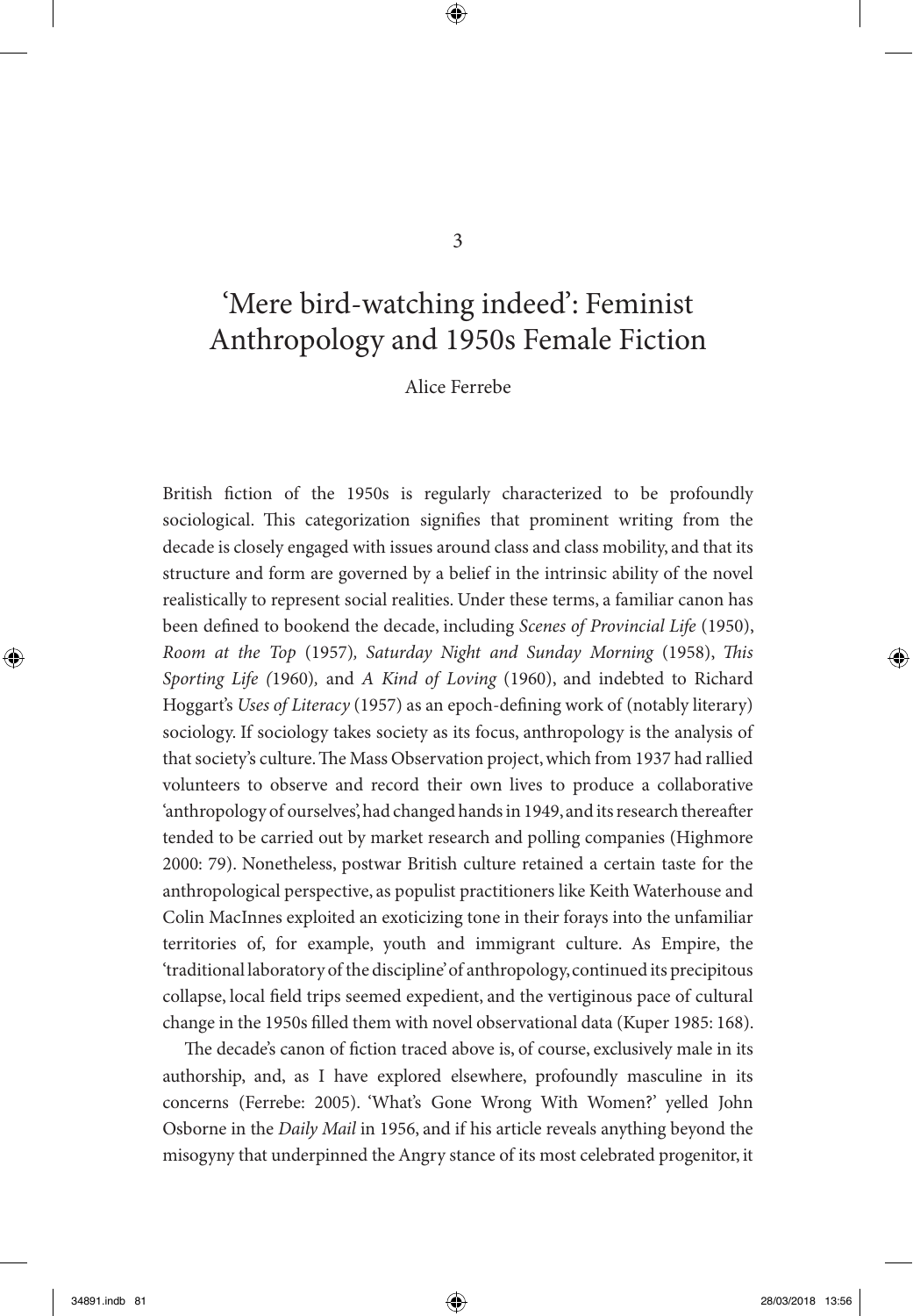# 3

# 'Mere bird-watching indeed': Feminist Anthropology and 1950s Female Fiction

Alice Ferrebe

British fiction of the 1950s is regularly characterized to be profoundly sociological. This categorization signifies that prominent writing from the decade is closely engaged with issues around class and class mobility, and that its structure and form are governed by a belief in the intrinsic ability of the novel realistically to represent social realities. Under these terms, a familiar canon has been defined to bookend the decade, including *Scenes of Provincial Life* (1950), *Room at the Top* (1957), *Saturday Night and Sunday Morning* (1958), *This Sporting Life* (1960), and *A Kind of Loving* (1960), and indebted to Richard Hoggart's *Uses of Literacy* (1957) as an epoch-defining work of (notably literary) sociology. If sociology takes society as its focus, anthropology is the analysis of that society's culture. The Mass Observation project, which from 1937 had rallied volunteers to observe and record their own lives to produce a collaborative 'anthropology of ourselves', had changed hands in 1949, and its research thereafter tended to be carried out by market research and polling companies (Highmore 2000: 79). Nonetheless, postwar British culture retained a certain taste for the anthropological perspective, as populist practitioners like Keith Waterhouse and Colin MacInnes exploited an exoticizing tone in their forays into the unfamiliar territories of, for example, youth and immigrant culture. As Empire, the 'traditional laboratory of the discipline' of anthropology, continued its precipitous collapse, local field trips seemed expedient, and the vertiginous pace of cultural change in the 1950s filled them with novel observational data (Kuper 1985: 168).

The decade's canon of fiction traced above is, of course, exclusively male in its authorship, and, as I have explored elsewhere, profoundly masculine in its concerns (Ferrebe: 2005). 'What's Gone Wrong With Women?' yelled John Osborne in the *Daily Mail* in 1956, and if his article reveals anything beyond the misogyny that underpinned the Angry stance of its most celebrated progenitor, it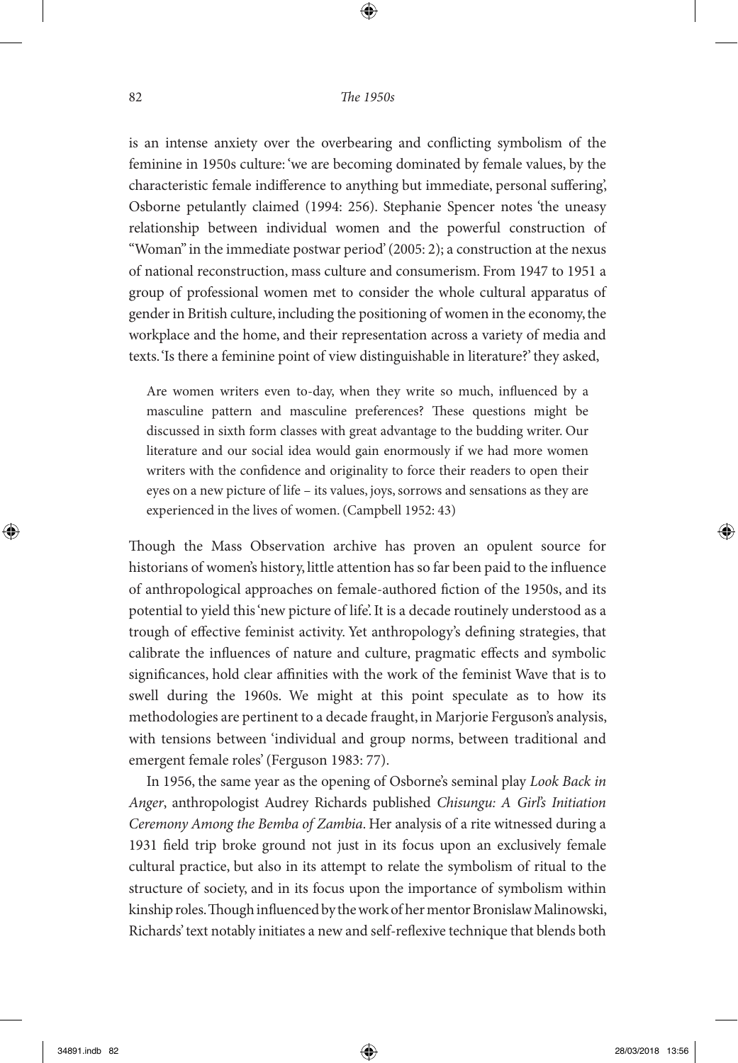is an intense anxiety over the overbearing and conflicting symbolism of the feminine in 1950s culture: 'we are becoming dominated by female values, by the characteristic female indifference to anything but immediate, personal suffering', Osborne petulantly claimed (1994: 256). Stephanie Spencer notes 'the uneasy relationship between individual women and the powerful construction of "Woman" in the immediate postwar period' (2005: 2); a construction at the nexus of national reconstruction, mass culture and consumerism. From 1947 to 1951 a group of professional women met to consider the whole cultural apparatus of gender in British culture, including the positioning of women in the economy, the workplace and the home, and their representation across a variety of media and texts. 'Is there a feminine point of view distinguishable in literature?' they asked,

> Are women writers even to-day, when they write so much, influenced by a masculine pattern and masculine preferences? These questions might be discussed in sixth form classes with great advantage to the budding writer. Our literature and our social idea would gain enormously if we had more women writers with the confidence and originality to force their readers to open their eyes on a new picture of life – its values, joys, sorrows and sensations as they are experienced in the lives of women. (Campbell 1952: 43)

Though the Mass Observation archive has proven an opulent source for historians of women's history, little attention has so far been paid to the influence of anthropological approaches on female-authored fiction of the 1950s, and its potential to yield this 'new picture of life'. It is a decade routinely understood as a trough of effective feminist activity. Yet anthropology's defining strategies, that calibrate the influences of nature and culture, pragmatic effects and symbolic significances, hold clear affinities with the work of the feminist Wave that is to swell during the 1960s. We might at this point speculate as to how its methodologies are pertinent to a decade fraught, in Marjorie Ferguson's analysis, with tensions between 'individual and group norms, between traditional and emergent female roles' (Ferguson 1983: 77).

In 1956, the same year as the opening of Osborne's seminal play *Look Back in Anger*, anthropologist Audrey Richards published *Chisungu: A Girl's Initiation Ceremony Among the Bemba of Zambia*. Her analysis of a rite witnessed during a 1931 field trip broke ground not just in its focus upon an exclusively female cultural practice, but also in its attempt to relate the symbolism of ritual to the structure of society, and in its focus upon the importance of symbolism within kinship roles. Though influenced by the work of her mentor Bronislaw Malinowski, Richards' text notably initiates a new and self-reflexive technique that blends both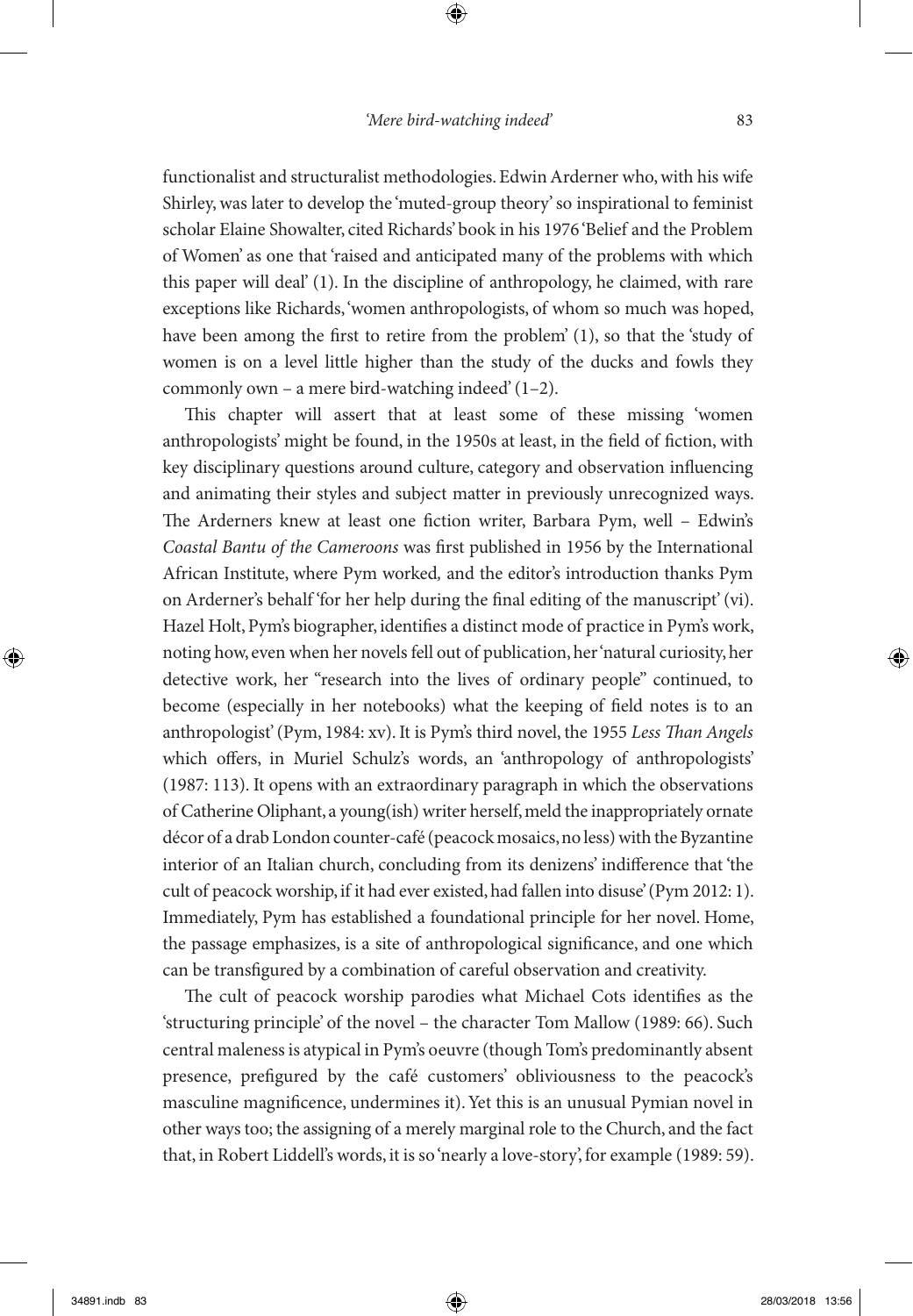functionalist and structuralist methodologies. Edwin Arderner who, with his wife Shirley, was later to develop the 'muted-group theory' so inspirational to feminist scholar Elaine Showalter, cited Richards' book in his 1976 'Belief and the Problem of Women' as one that 'raised and anticipated many of the problems with which this paper will deal' (1). In the discipline of anthropology, he claimed, with rare exceptions like Richards, 'women anthropologists, of whom so much was hoped, have been among the first to retire from the problem' (1), so that the 'study of women is on a level little higher than the study of the ducks and fowls they commonly own – a mere bird-watching indeed' (1–2).

This chapter will assert that at least some of these missing 'women anthropologists' might be found, in the 1950s at least, in the field of fiction, with key disciplinary questions around culture, category and observation influencing and animating their styles and subject matter in previously unrecognized ways. The Arderners knew at least one fiction writer, Barbara Pym, well – Edwin's *Coastal Bantu of the Cameroons* was first published in 1956 by the International African Institute, where Pym worked, and the editor's introduction thanks Pym on Arderner's behalf 'for her help during the final editing of the manuscript' (vi). Hazel Holt, Pym's biographer, identifies a distinct mode of practice in Pym's work, noting how, even when her novels fell out of publication, her 'natural curiosity, her detective work, her "research into the lives of ordinary people" continued, to become (especially in her notebooks) what the keeping of field notes is to an anthropologist' (Pym, 1984: xv). It is Pym's third novel, the 1955 *Less Than Angels* which offers, in Muriel Schulz's words, an 'anthropology of anthropologists' (1987: 113). It opens with an extraordinary paragraph in which the observations of Catherine Oliphant, a young(ish) writer herself, meld the inappropriately ornate décor of a drab London counter-café (peacock mosaics, no less) with the Byzantine interior of an Italian church, concluding from its denizens' indifference that 'the cult of peacock worship, if it had ever existed, had fallen into disuse' (Pym 2012: 1). Immediately, Pym has established a foundational principle for her novel. Home, the passage emphasizes, is a site of anthropological significance, and one which can be transfigured by a combination of careful observation and creativity.

The cult of peacock worship parodies what Michael Cots identifies as the 'structuring principle' of the novel – the character Tom Mallow (1989: 66). Such central maleness is atypical in Pym's oeuvre (though Tom's predominantly absent presence, prefigured by the café customers' obliviousness to the peacock's masculine magnificence, undermines it). Yet this is an unusual Pymian novel in other ways too; the assigning of a merely marginal role to the Church, and the fact that, in Robert Liddell's words, it is so 'nearly a love-story', for example (1989: 59).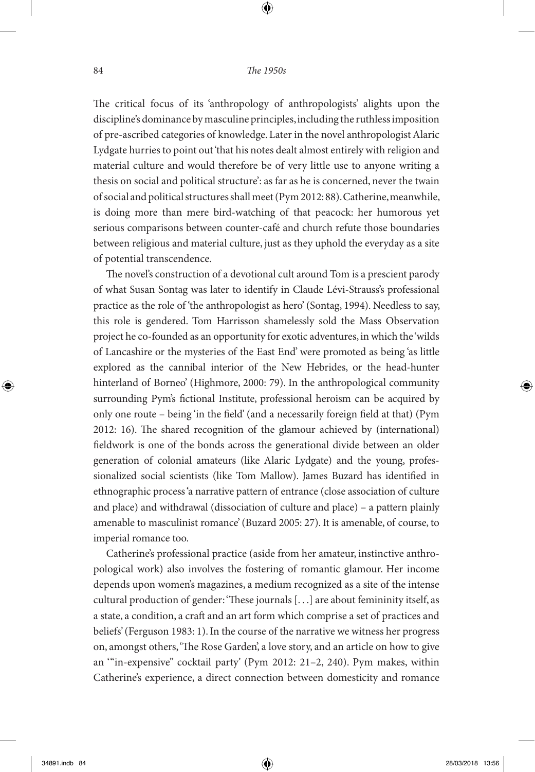The critical focus of its 'anthropology of anthropologists' alights upon the discipline's dominance by masculine principles, including the ruthless imposition of pre-ascribed categories of knowledge. Later in the novel anthropologist Alaric Lydgate hurries to point out 'that his notes dealt almost entirely with religion and material culture and would therefore be of very little use to anyone writing a thesis on social and political structure': as far as he is concerned, never the twain of social and political structures shall meet (Pym 2012: 88). Catherine, meanwhile, is doing more than mere bird-watching of that peacock: her humorous yet serious comparisons between counter-café and church refute those boundaries between religious and material culture, just as they uphold the everyday as a site of potential transcendence.

The novel's construction of a devotional cult around Tom is a prescient parody of what Susan Sontag was later to identify in Claude Lévi-Strauss's professional practice as the role of 'the anthropologist as hero' (Sontag, 1994). Needless to say, this role is gendered. Tom Harrisson shamelessly sold the Mass Observation project he co-founded as an opportunity for exotic adventures, in which the 'wilds of Lancashire or the mysteries of the East End' were promoted as being 'as little explored as the cannibal interior of the New Hebrides, or the head-hunter hinterland of Borneo' (Highmore, 2000: 79). In the anthropological community surrounding Pym's fictional Institute, professional heroism can be acquired by only one route – being 'in the field' (and a necessarily foreign field at that) (Pym 2012: 16). The shared recognition of the glamour achieved by (international) fieldwork is one of the bonds across the generational divide between an older generation of colonial amateurs (like Alaric Lydgate) and the young, professionalized social scientists (like Tom Mallow). James Buzard has identified in ethnographic process 'a narrative pattern of entrance (close association of culture and place) and withdrawal (dissociation of culture and place) – a pattern plainly amenable to masculinist romance' (Buzard 2005: 27). It is amenable, of course, to imperial romance too.

Catherine's professional practice (aside from her amateur, instinctive anthropological work) also involves the fostering of romantic glamour. Her income depends upon women's magazines, a medium recognized as a site of the intense cultural production of gender: 'These journals [. . .] are about femininity itself, as a state, a condition, a craft and an art form which comprise a set of practices and beliefs' (Ferguson 1983: 1). In the course of the narrative we witness her progress on, amongst others, 'The Rose Garden', a love story, and an article on how to give an '"in-expensive" cocktail party' (Pym 2012: 21–2, 240). Pym makes, within Catherine's experience, a direct connection between domesticity and romance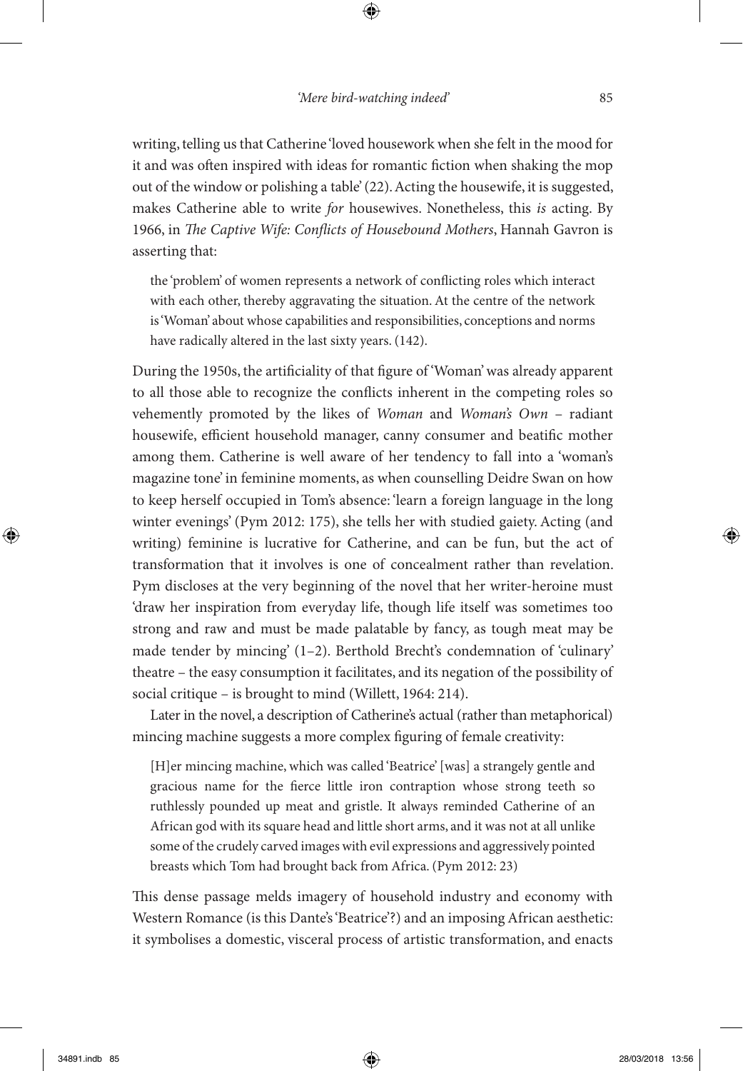writing, telling us that Catherine 'loved housework when she felt in the mood for it and was often inspired with ideas for romantic fiction when shaking the mop out of the window or polishing a table' (22). Acting the housewife, it is suggested, makes Catherine able to write *for* housewives. Nonetheless, this *is* acting. By 1966, in *The Captive Wife: Conflicts of Housebound Mothers*, Hannah Gavron is asserting that:

> the 'problem' of women represents a network of conflicting roles which interact with each other, thereby aggravating the situation. At the centre of the network is 'Woman' about whose capabilities and responsibilities, conceptions and norms have radically altered in the last sixty years. (142).

During the 1950s, the artificiality of that figure of 'Woman' was already apparent to all those able to recognize the conflicts inherent in the competing roles so vehemently promoted by the likes of *Woman* and *Woman's Own* – radiant housewife, efficient household manager, canny consumer and beatific mother among them. Catherine is well aware of her tendency to fall into a 'woman's magazine tone' in feminine moments, as when counselling Deidre Swan on how to keep herself occupied in Tom's absence: 'learn a foreign language in the long winter evenings' (Pym 2012: 175), she tells her with studied gaiety. Acting (and writing) feminine is lucrative for Catherine, and can be fun, but the act of transformation that it involves is one of concealment rather than revelation. Pym discloses at the very beginning of the novel that her writer-heroine must 'draw her inspiration from everyday life, though life itself was sometimes too strong and raw and must be made palatable by fancy, as tough meat may be made tender by mincing' (1–2). Berthold Brecht's condemnation of 'culinary' theatre – the easy consumption it facilitates, and its negation of the possibility of social critique – is brought to mind (Willett, 1964: 214).

Later in the novel, a description of Catherine's actual (rather than metaphorical) mincing machine suggests a more complex figuring of female creativity:

> [H]er mincing machine, which was called 'Beatrice' [was] a strangely gentle and gracious name for the fierce little iron contraption whose strong teeth so ruthlessly pounded up meat and gristle. It always reminded Catherine of an African god with its square head and little short arms, and it was not at all unlike some of the crudely carved images with evil expressions and aggressively pointed breasts which Tom had brought back from Africa. (Pym 2012: 23)

This dense passage melds imagery of household industry and economy with Western Romance (is this Dante's 'Beatrice'?) and an imposing African aesthetic: it symbolises a domestic, visceral process of artistic transformation, and enacts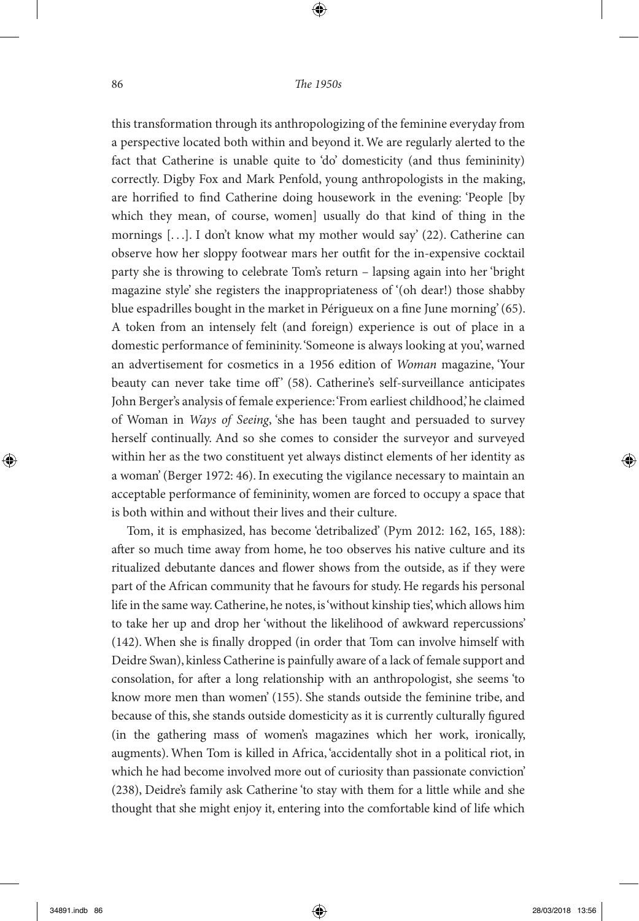this transformation through its anthropologizing of the feminine everyday from a perspective located both within and beyond it. We are regularly alerted to the fact that Catherine is unable quite to 'do' domesticity (and thus femininity) correctly. Digby Fox and Mark Penfold, young anthropologists in the making, are horrified to find Catherine doing housework in the evening: 'People [by which they mean, of course, women] usually do that kind of thing in the mornings [. . .]. I don't know what my mother would say' (22). Catherine can observe how her sloppy footwear mars her outfit for the in-expensive cocktail party she is throwing to celebrate Tom's return – lapsing again into her 'bright magazine style' she registers the inappropriateness of '(oh dear!) those shabby blue espadrilles bought in the market in Périgueux on a fine June morning' (65). A token from an intensely felt (and foreign) experience is out of place in a domestic performance of femininity. 'Someone is always looking at you', warned an advertisement for cosmetics in a 1956 edition of *Woman* magazine, 'Your beauty can never take time off' (58). Catherine's self-surveillance anticipates John Berger's analysis of female experience: 'From earliest childhood,' he claimed of Woman in *Ways of Seeing*, 'she has been taught and persuaded to survey herself continually. And so she comes to consider the surveyor and surveyed within her as the two constituent yet always distinct elements of her identity as a woman' (Berger 1972: 46). In executing the vigilance necessary to maintain an acceptable performance of femininity, women are forced to occupy a space that is both within and without their lives and their culture.

Tom, it is emphasized, has become 'detribalized' (Pym 2012: 162, 165, 188): after so much time away from home, he too observes his native culture and its ritualized debutante dances and flower shows from the outside, as if they were part of the African community that he favours for study. He regards his personal life in the same way. Catherine, he notes, is 'without kinship ties', which allows him to take her up and drop her 'without the likelihood of awkward repercussions' (142). When she is finally dropped (in order that Tom can involve himself with Deidre Swan), kinless Catherine is painfully aware of a lack of female support and consolation, for after a long relationship with an anthropologist, she seems 'to know more men than women' (155). She stands outside the feminine tribe, and because of this, she stands outside domesticity as it is currently culturally figured (in the gathering mass of women's magazines which her work, ironically, augments). When Tom is killed in Africa, 'accidentally shot in a political riot, in which he had become involved more out of curiosity than passionate conviction' (238), Deidre's family ask Catherine 'to stay with them for a little while and she thought that she might enjoy it, entering into the comfortable kind of life which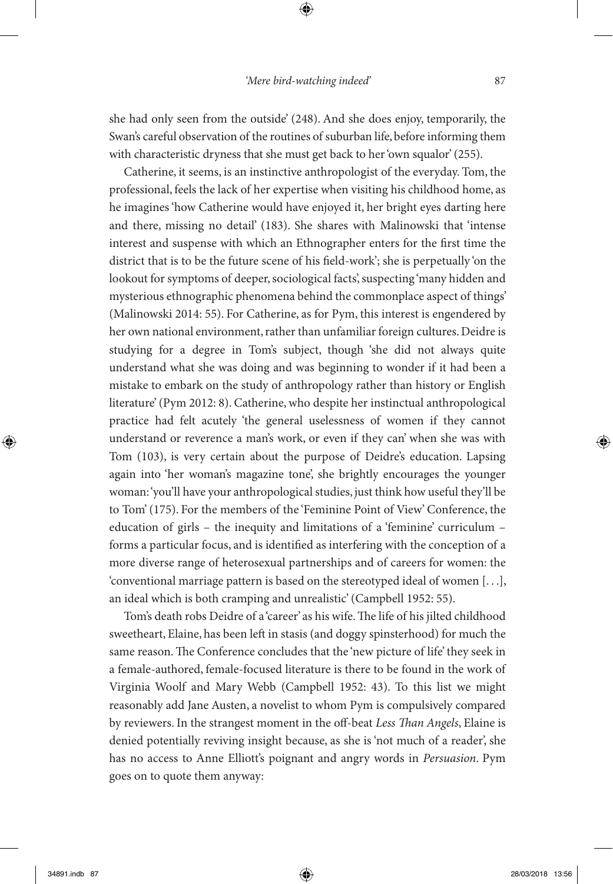she had only seen from the outside' (248). And she does enjoy, temporarily, the Swan's careful observation of the routines of suburban life, before informing them with characteristic dryness that she must get back to her 'own squalor' (255).

Catherine, it seems, is an instinctive anthropologist of the everyday. Tom, the professional, feels the lack of her expertise when visiting his childhood home, as he imagines 'how Catherine would have enjoyed it, her bright eyes darting here and there, missing no detail' (183). She shares with Malinowski that 'intense interest and suspense with which an Ethnographer enters for the first time the district that is to be the future scene of his field-work'; she is perpetually 'on the lookout for symptoms of deeper, sociological facts', suspecting 'many hidden and mysterious ethnographic phenomena behind the commonplace aspect of things' (Malinowski 2014: 55). For Catherine, as for Pym, this interest is engendered by her own national environment, rather than unfamiliar foreign cultures. Deidre is studying for a degree in Tom's subject, though 'she did not always quite understand what she was doing and was beginning to wonder if it had been a mistake to embark on the study of anthropology rather than history or English literature' (Pym 2012: 8). Catherine, who despite her instinctual anthropological practice had felt acutely 'the general uselessness of women if they cannot understand or reverence a man's work, or even if they can' when she was with Tom (103), is very certain about the purpose of Deidre's education. Lapsing again into 'her woman's magazine tone', she brightly encourages the younger woman: 'you'll have your anthropological studies, just think how useful they'll be to Tom' (175). For the members of the 'Feminine Point of View' Conference, the education of girls – the inequity and limitations of a 'feminine' curriculum – forms a particular focus, and is identified as interfering with the conception of a more diverse range of heterosexual partnerships and of careers for women: the 'conventional marriage pattern is based on the stereotyped ideal of women [. . .], an ideal which is both cramping and unrealistic' (Campbell 1952: 55).

Tom's death robs Deidre of a 'career' as his wife. The life of his jilted childhood sweetheart, Elaine, has been left in stasis (and doggy spinsterhood) for much the same reason. The Conference concludes that the 'new picture of life' they seek in a female-authored, female-focused literature is there to be found in the work of Virginia Woolf and Mary Webb (Campbell 1952: 43). To this list we might reasonably add Jane Austen, a novelist to whom Pym is compulsively compared by reviewers. In the strangest moment in the off-beat *Less Than Angels*, Elaine is denied potentially reviving insight because, as she is 'not much of a reader', she has no access to Anne Elliott's poignant and angry words in *Persuasion*. Pym goes on to quote them anyway: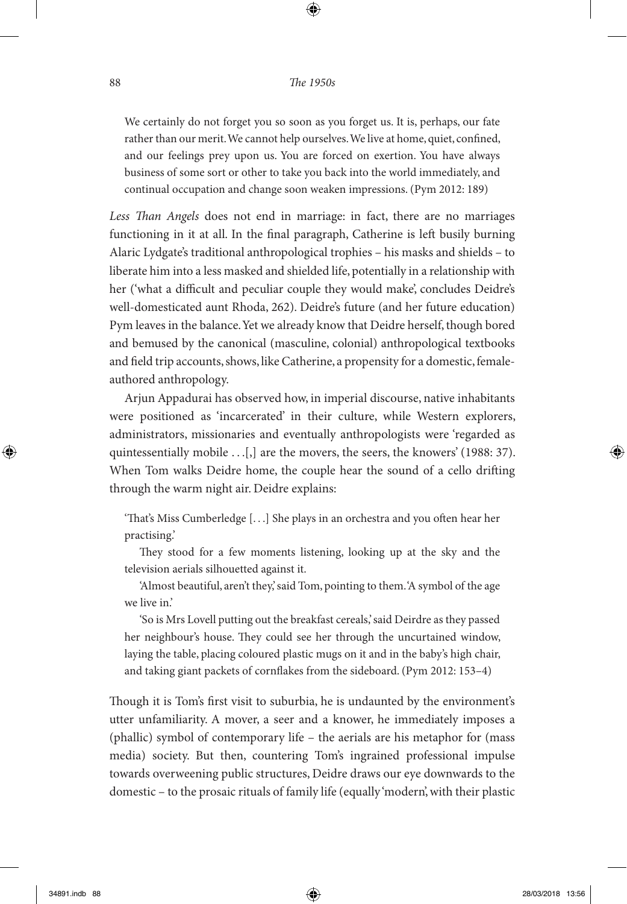> We certainly do not forget you so soon as you forget us. It is, perhaps, our fate rather than our merit. We cannot help ourselves. We live at home, quiet, confined, and our feelings prey upon us. You are forced on exertion. You have always business of some sort or other to take you back into the world immediately, and continual occupation and change soon weaken impressions. (Pym 2012: 189)

*Less Than Angels* does not end in marriage: in fact, there are no marriages functioning in it at all. In the final paragraph, Catherine is left busily burning Alaric Lydgate's traditional anthropological trophies – his masks and shields – to liberate him into a less masked and shielded life, potentially in a relationship with her ('what a difficult and peculiar couple they would make', concludes Deidre's well-domesticated aunt Rhoda, 262). Deidre's future (and her future education) Pym leaves in the balance. Yet we already know that Deidre herself, though bored and bemused by the canonical (masculine, colonial) anthropological textbooks and field trip accounts, shows, like Catherine, a propensity for a domestic, female-authored anthropology.

Arjun Appadurai has observed how, in imperial discourse, native inhabitants were positioned as 'incarcerated' in their culture, while Western explorers, administrators, missionaries and eventually anthropologists were 'regarded as quintessentially mobile . . .[,] are the movers, the seers, the knowers' (1988: 37). When Tom walks Deidre home, the couple hear the sound of a cello drifting through the warm night air. Deidre explains:

> 'That's Miss Cumberledge [. . .] She plays in an orchestra and you often hear her practising.'
>
> They stood for a few moments listening, looking up at the sky and the television aerials silhouetted against it.
>
> 'Almost beautiful, aren't they,' said Tom, pointing to them. 'A symbol of the age we live in.'
>
> 'So is Mrs Lovell putting out the breakfast cereals,' said Deirdre as they passed her neighbour's house. They could see her through the uncurtained window, laying the table, placing coloured plastic mugs on it and in the baby's high chair, and taking giant packets of cornflakes from the sideboard. (Pym 2012: 153–4)

Though it is Tom's first visit to suburbia, he is undaunted by the environment's utter unfamiliarity. A mover, a seer and a knower, he immediately imposes a (phallic) symbol of contemporary life – the aerials are his metaphor for (mass media) society. But then, countering Tom's ingrained professional impulse towards overweening public structures, Deidre draws our eye downwards to the domestic – to the prosaic rituals of family life (equally 'modern', with their plastic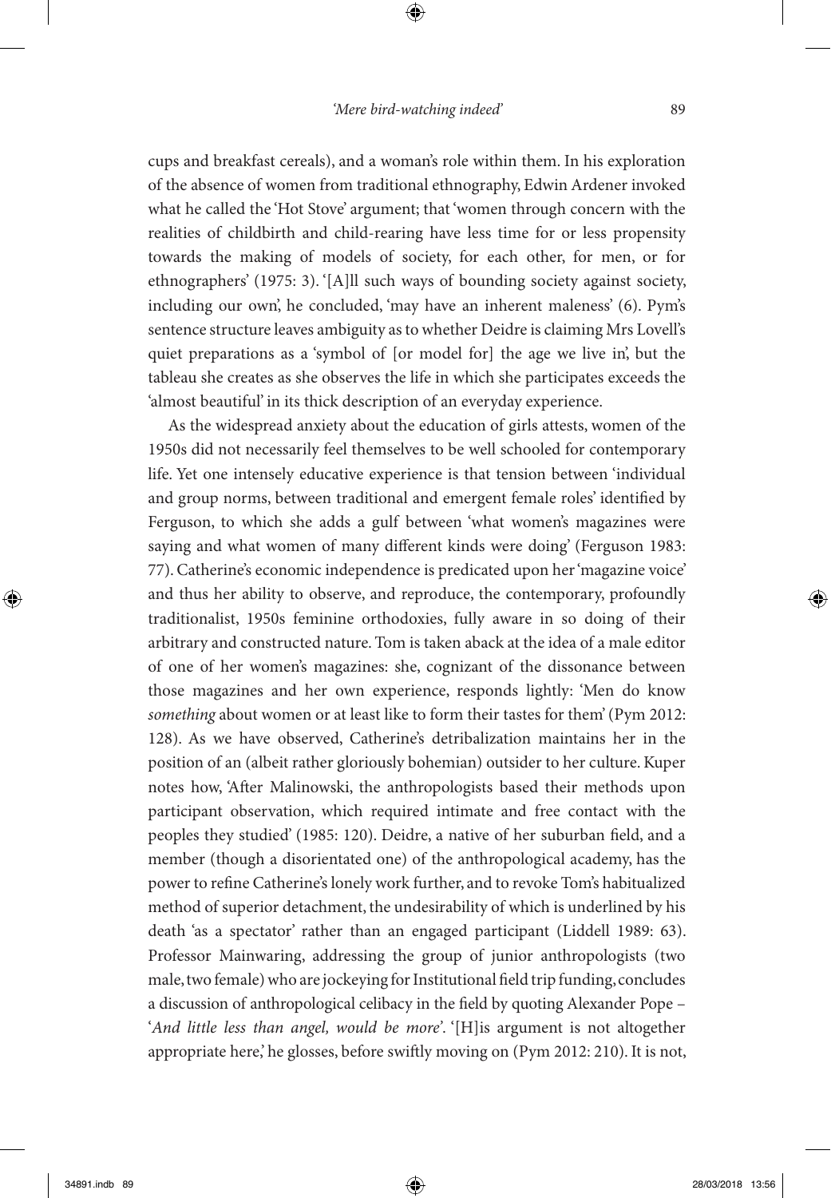cups and breakfast cereals), and a woman's role within them. In his exploration of the absence of women from traditional ethnography, Edwin Ardener invoked what he called the 'Hot Stove' argument; that 'women through concern with the realities of childbirth and child-rearing have less time for or less propensity towards the making of models of society, for each other, for men, or for ethnographers' (1975: 3). '[A]ll such ways of bounding society against society, including our own', he concluded, 'may have an inherent maleness' (6). Pym's sentence structure leaves ambiguity as to whether Deidre is claiming Mrs Lovell's quiet preparations as a 'symbol of [or model for] the age we live in', but the tableau she creates as she observes the life in which she participates exceeds the 'almost beautiful' in its thick description of an everyday experience.

As the widespread anxiety about the education of girls attests, women of the 1950s did not necessarily feel themselves to be well schooled for contemporary life. Yet one intensely educative experience is that tension between 'individual and group norms, between traditional and emergent female roles' identified by Ferguson, to which she adds a gulf between 'what women's magazines were saying and what women of many different kinds were doing' (Ferguson 1983: 77). Catherine's economic independence is predicated upon her 'magazine voice' and thus her ability to observe, and reproduce, the contemporary, profoundly traditionalist, 1950s feminine orthodoxies, fully aware in so doing of their arbitrary and constructed nature. Tom is taken aback at the idea of a male editor of one of her women's magazines: she, cognizant of the dissonance between those magazines and her own experience, responds lightly: 'Men do know *something* about women or at least like to form their tastes for them' (Pym 2012: 128). As we have observed, Catherine's detribalization maintains her in the position of an (albeit rather gloriously bohemian) outsider to her culture. Kuper notes how, 'After Malinowski, the anthropologists based their methods upon participant observation, which required intimate and free contact with the peoples they studied' (1985: 120). Deidre, a native of her suburban field, and a member (though a disorientated one) of the anthropological academy, has the power to refine Catherine's lonely work further, and to revoke Tom's habitualized method of superior detachment, the undesirability of which is underlined by his death 'as a spectator' rather than an engaged participant (Liddell 1989: 63). Professor Mainwaring, addressing the group of junior anthropologists (two male, two female) who are jockeying for Institutional field trip funding, concludes a discussion of anthropological celibacy in the field by quoting Alexander Pope – '*And little less than angel, would be more*'. '[H]is argument is not altogether appropriate here,' he glosses, before swiftly moving on (Pym 2012: 210). It is not,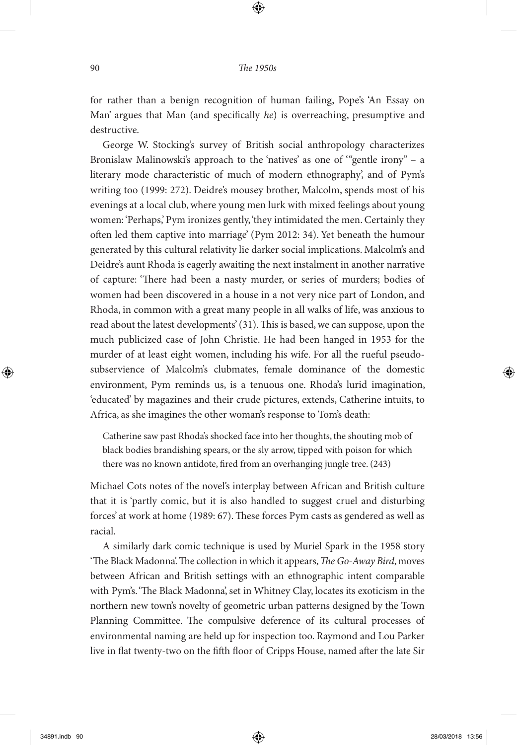for rather than a benign recognition of human failing, Pope's 'An Essay on Man' argues that Man (and specifically *he*) is overreaching, presumptive and destructive.

George W. Stocking's survey of British social anthropology characterizes Bronislaw Malinowski's approach to the 'natives' as one of '"gentle irony" – a literary mode characteristic of much of modern ethnography', and of Pym's writing too (1999: 272). Deidre's mousey brother, Malcolm, spends most of his evenings at a local club, where young men lurk with mixed feelings about young women: 'Perhaps,' Pym ironizes gently, 'they intimidated the men. Certainly they often led them captive into marriage' (Pym 2012: 34). Yet beneath the humour generated by this cultural relativity lie darker social implications. Malcolm's and Deidre's aunt Rhoda is eagerly awaiting the next instalment in another narrative of capture: 'There had been a nasty murder, or series of murders; bodies of women had been discovered in a house in a not very nice part of London, and Rhoda, in common with a great many people in all walks of life, was anxious to read about the latest developments' (31). This is based, we can suppose, upon the much publicized case of John Christie. He had been hanged in 1953 for the murder of at least eight women, including his wife. For all the rueful pseudo-subservience of Malcolm's clubmates, female dominance of the domestic environment, Pym reminds us, is a tenuous one. Rhoda's lurid imagination, 'educated' by magazines and their crude pictures, extends, Catherine intuits, to Africa, as she imagines the other woman's response to Tom's death:

> Catherine saw past Rhoda's shocked face into her thoughts, the shouting mob of black bodies brandishing spears, or the sly arrow, tipped with poison for which there was no known antidote, fired from an overhanging jungle tree. (243)

Michael Cots notes of the novel's interplay between African and British culture that it is 'partly comic, but it is also handled to suggest cruel and disturbing forces' at work at home (1989: 67). These forces Pym casts as gendered as well as racial.

A similarly dark comic technique is used by Muriel Spark in the 1958 story 'The Black Madonna'. The collection in which it appears, *The Go-Away Bird*, moves between African and British settings with an ethnographic intent comparable with Pym's. 'The Black Madonna', set in Whitney Clay, locates its exoticism in the northern new town's novelty of geometric urban patterns designed by the Town Planning Committee. The compulsive deference of its cultural processes of environmental naming are held up for inspection too. Raymond and Lou Parker live in flat twenty-two on the fifth floor of Cripps House, named after the late Sir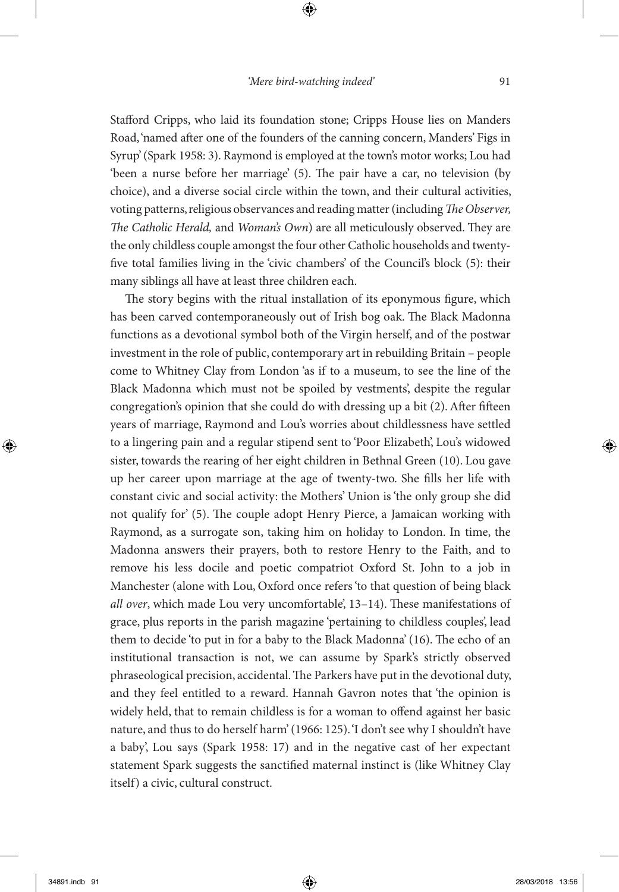Stafford Cripps, who laid its foundation stone; Cripps House lies on Manders Road, 'named after one of the founders of the canning concern, Manders' Figs in Syrup' (Spark 1958: 3). Raymond is employed at the town's motor works; Lou had 'been a nurse before her marriage' (5). The pair have a car, no television (by choice), and a diverse social circle within the town, and their cultural activities, voting patterns, religious observances and reading matter (including *The Observer, The Catholic Herald,* and *Woman's Own*) are all meticulously observed. They are the only childless couple amongst the four other Catholic households and twenty-five total families living in the 'civic chambers' of the Council's block (5): their many siblings all have at least three children each.

The story begins with the ritual installation of its eponymous figure, which has been carved contemporaneously out of Irish bog oak. The Black Madonna functions as a devotional symbol both of the Virgin herself, and of the postwar investment in the role of public, contemporary art in rebuilding Britain – people come to Whitney Clay from London 'as if to a museum, to see the line of the Black Madonna which must not be spoiled by vestments', despite the regular congregation's opinion that she could do with dressing up a bit (2). After fifteen years of marriage, Raymond and Lou's worries about childlessness have settled to a lingering pain and a regular stipend sent to 'Poor Elizabeth', Lou's widowed sister, towards the rearing of her eight children in Bethnal Green (10). Lou gave up her career upon marriage at the age of twenty-two. She fills her life with constant civic and social activity: the Mothers' Union is 'the only group she did not qualify for' (5). The couple adopt Henry Pierce, a Jamaican working with Raymond, as a surrogate son, taking him on holiday to London. In time, the Madonna answers their prayers, both to restore Henry to the Faith, and to remove his less docile and poetic compatriot Oxford St. John to a job in Manchester (alone with Lou, Oxford once refers 'to that question of being black *all over*, which made Lou very uncomfortable', 13–14). These manifestations of grace, plus reports in the parish magazine 'pertaining to childless couples', lead them to decide 'to put in for a baby to the Black Madonna' (16). The echo of an institutional transaction is not, we can assume by Spark's strictly observed phraseological precision, accidental. The Parkers have put in the devotional duty, and they feel entitled to a reward. Hannah Gavron notes that 'the opinion is widely held, that to remain childless is for a woman to offend against her basic nature, and thus to do herself harm' (1966: 125). 'I don't see why I shouldn't have a baby', Lou says (Spark 1958: 17) and in the negative cast of her expectant statement Spark suggests the sanctified maternal instinct is (like Whitney Clay itself) a civic, cultural construct.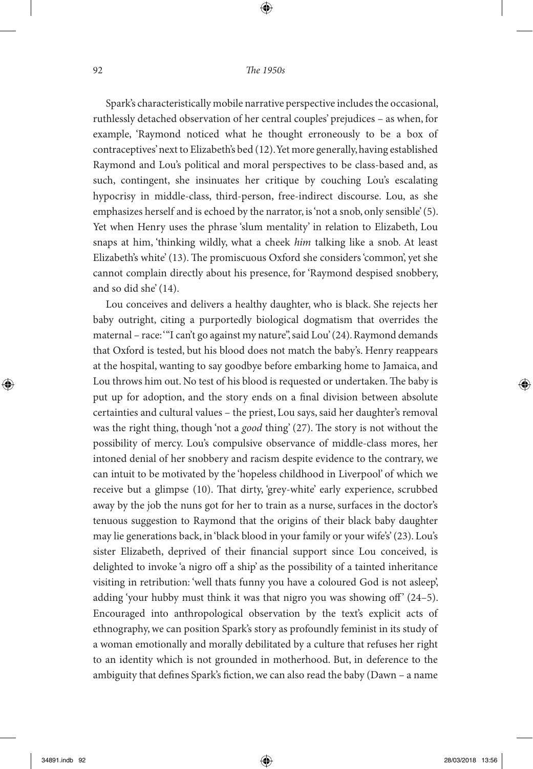Spark's characteristically mobile narrative perspective includes the occasional, ruthlessly detached observation of her central couples' prejudices – as when, for example, 'Raymond noticed what he thought erroneously to be a box of contraceptives' next to Elizabeth's bed (12). Yet more generally, having established Raymond and Lou's political and moral perspectives to be class-based and, as such, contingent, she insinuates her critique by couching Lou's escalating hypocrisy in middle-class, third-person, free-indirect discourse. Lou, as she emphasizes herself and is echoed by the narrator, is 'not a snob, only sensible' (5). Yet when Henry uses the phrase 'slum mentality' in relation to Elizabeth, Lou snaps at him, 'thinking wildly, what a cheek *him* talking like a snob. At least Elizabeth's white' (13). The promiscuous Oxford she considers 'common', yet she cannot complain directly about his presence, for 'Raymond despised snobbery, and so did she' (14).

Lou conceives and delivers a healthy daughter, who is black. She rejects her baby outright, citing a purportedly biological dogmatism that overrides the maternal – race: '"I can't go against my nature", said Lou' (24). Raymond demands that Oxford is tested, but his blood does not match the baby's. Henry reappears at the hospital, wanting to say goodbye before embarking home to Jamaica, and Lou throws him out. No test of his blood is requested or undertaken. The baby is put up for adoption, and the story ends on a final division between absolute certainties and cultural values – the priest, Lou says, said her daughter's removal was the right thing, though 'not a *good* thing' (27). The story is not without the possibility of mercy. Lou's compulsive observance of middle-class mores, her intoned denial of her snobbery and racism despite evidence to the contrary, we can intuit to be motivated by the 'hopeless childhood in Liverpool' of which we receive but a glimpse (10). That dirty, 'grey-white' early experience, scrubbed away by the job the nuns got for her to train as a nurse, surfaces in the doctor's tenuous suggestion to Raymond that the origins of their black baby daughter may lie generations back, in 'black blood in your family or your wife's' (23). Lou's sister Elizabeth, deprived of their financial support since Lou conceived, is delighted to invoke 'a nigro off a ship' as the possibility of a tainted inheritance visiting in retribution: 'well thats funny you have a coloured God is not asleep', adding 'your hubby must think it was that nigro you was showing off' (24–5). Encouraged into anthropological observation by the text's explicit acts of ethnography, we can position Spark's story as profoundly feminist in its study of a woman emotionally and morally debilitated by a culture that refuses her right to an identity which is not grounded in motherhood. But, in deference to the ambiguity that defines Spark's fiction, we can also read the baby (Dawn – a name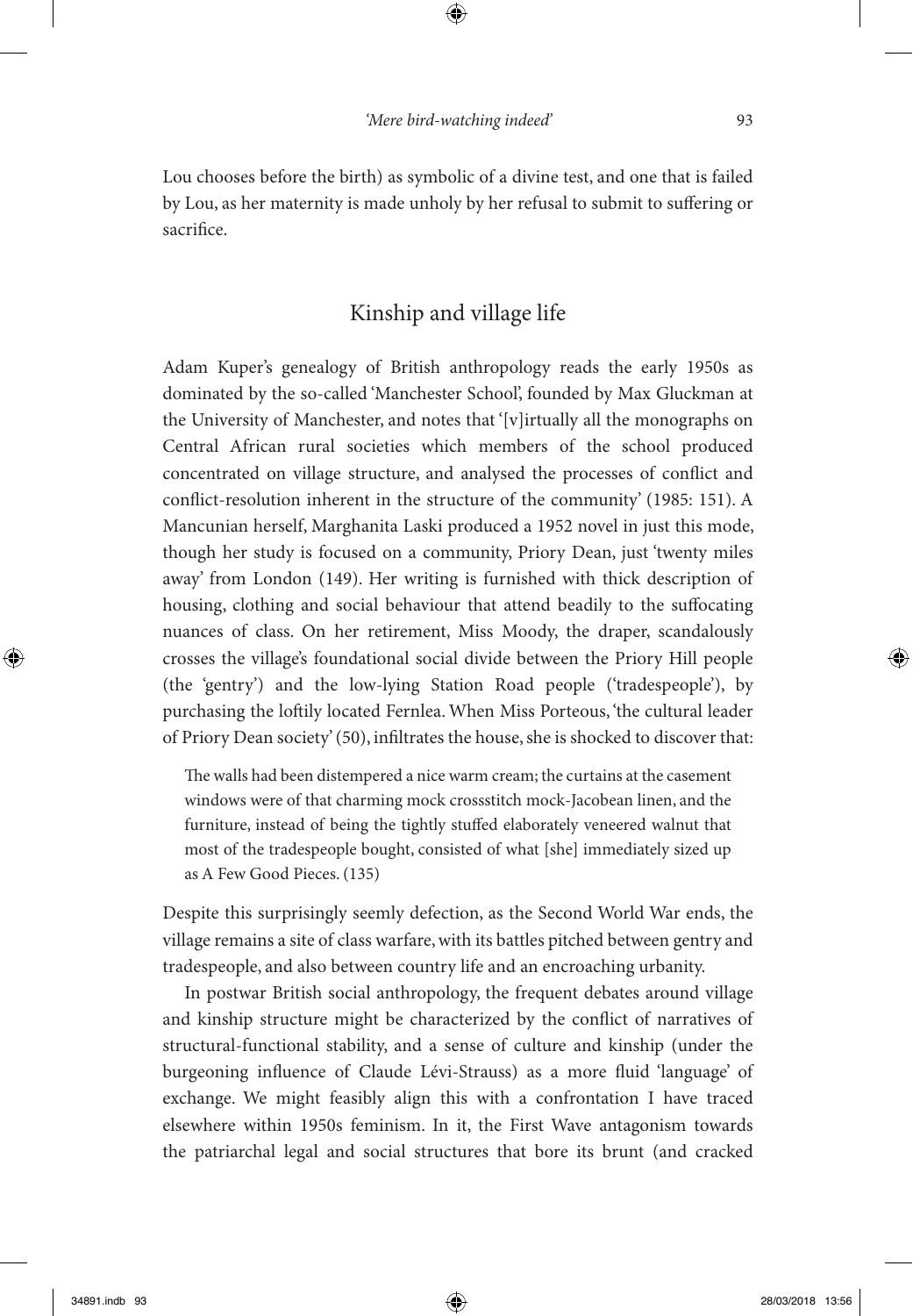Lou chooses before the birth) as symbolic of a divine test, and one that is failed by Lou, as her maternity is made unholy by her refusal to submit to suffering or sacrifice.

## Kinship and village life

Adam Kuper's genealogy of British anthropology reads the early 1950s as dominated by the so-called 'Manchester School', founded by Max Gluckman at the University of Manchester, and notes that '[v]irtually all the monographs on Central African rural societies which members of the school produced concentrated on village structure, and analysed the processes of conflict and conflict-resolution inherent in the structure of the community' (1985: 151). A Mancunian herself, Marghanita Laski produced a 1952 novel in just this mode, though her study is focused on a community, Priory Dean, just 'twenty miles away' from London (149). Her writing is furnished with thick description of housing, clothing and social behaviour that attend beadily to the suffocating nuances of class. On her retirement, Miss Moody, the draper, scandalously crosses the village's foundational social divide between the Priory Hill people (the 'gentry') and the low-lying Station Road people ('tradespeople'), by purchasing the loftily located Fernlea. When Miss Porteous, 'the cultural leader of Priory Dean society' (50), infiltrates the house, she is shocked to discover that:

> The walls had been distempered a nice warm cream; the curtains at the casement windows were of that charming mock crossstitch mock-Jacobean linen, and the furniture, instead of being the tightly stuffed elaborately veneered walnut that most of the tradespeople bought, consisted of what [she] immediately sized up as A Few Good Pieces. (135)

Despite this surprisingly seemly defection, as the Second World War ends, the village remains a site of class warfare, with its battles pitched between gentry and tradespeople, and also between country life and an encroaching urbanity.

In postwar British social anthropology, the frequent debates around village and kinship structure might be characterized by the conflict of narratives of structural-functional stability, and a sense of culture and kinship (under the burgeoning influence of Claude Lévi-Strauss) as a more fluid 'language' of exchange. We might feasibly align this with a confrontation I have traced elsewhere within 1950s feminism. In it, the First Wave antagonism towards the patriarchal legal and social structures that bore its brunt (and cracked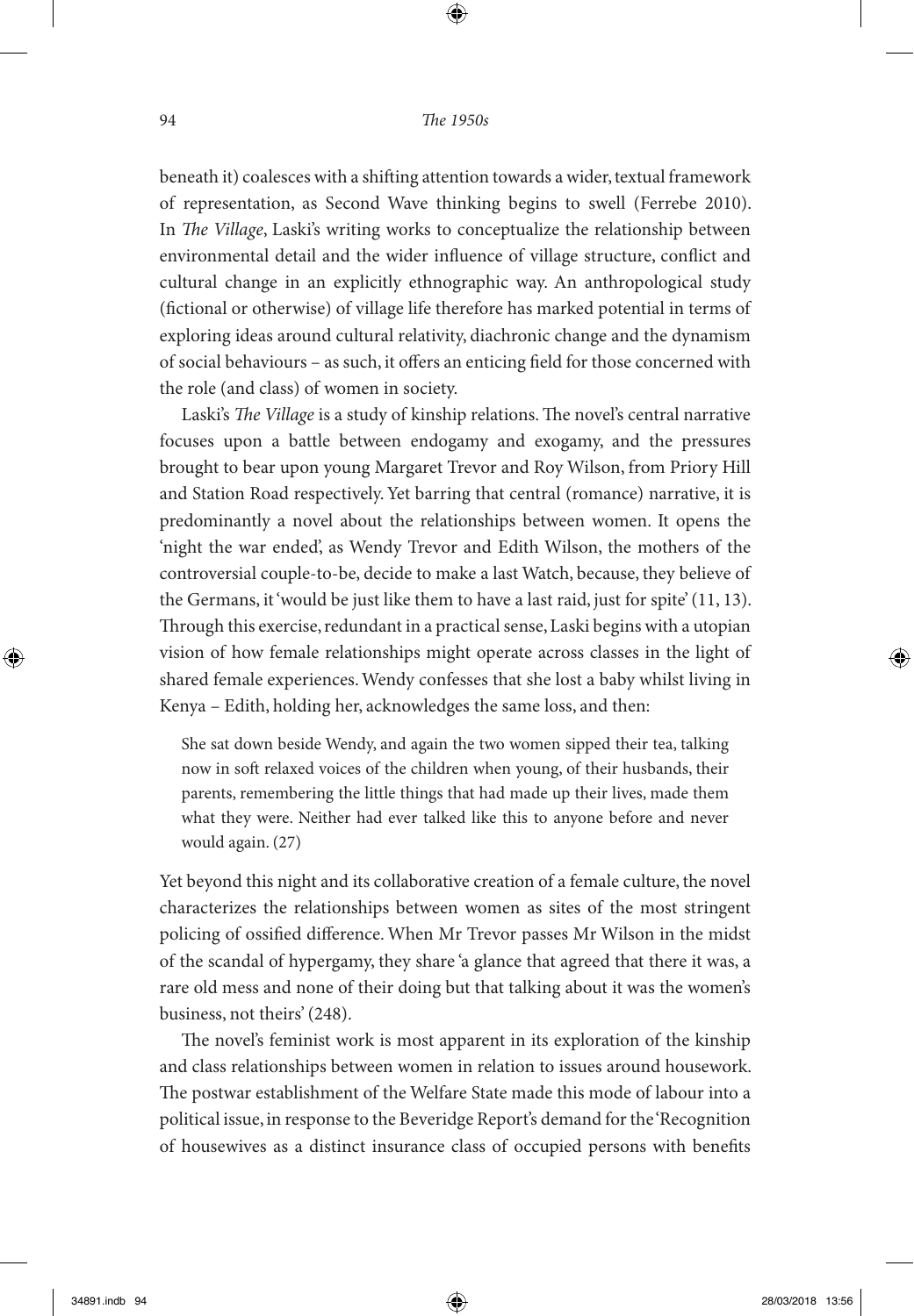beneath it) coalesces with a shifting attention towards a wider, textual framework of representation, as Second Wave thinking begins to swell (Ferrebe 2010). In *The Village*, Laski's writing works to conceptualize the relationship between environmental detail and the wider influence of village structure, conflict and cultural change in an explicitly ethnographic way. An anthropological study (fictional or otherwise) of village life therefore has marked potential in terms of exploring ideas around cultural relativity, diachronic change and the dynamism of social behaviours – as such, it offers an enticing field for those concerned with the role (and class) of women in society.

Laski's *The Village* is a study of kinship relations. The novel's central narrative focuses upon a battle between endogamy and exogamy, and the pressures brought to bear upon young Margaret Trevor and Roy Wilson, from Priory Hill and Station Road respectively. Yet barring that central (romance) narrative, it is predominantly a novel about the relationships between women. It opens the 'night the war ended', as Wendy Trevor and Edith Wilson, the mothers of the controversial couple-to-be, decide to make a last Watch, because, they believe of the Germans, it 'would be just like them to have a last raid, just for spite' (11, 13). Through this exercise, redundant in a practical sense, Laski begins with a utopian vision of how female relationships might operate across classes in the light of shared female experiences. Wendy confesses that she lost a baby whilst living in Kenya – Edith, holding her, acknowledges the same loss, and then:

> She sat down beside Wendy, and again the two women sipped their tea, talking now in soft relaxed voices of the children when young, of their husbands, their parents, remembering the little things that had made up their lives, made them what they were. Neither had ever talked like this to anyone before and never would again. (27)

Yet beyond this night and its collaborative creation of a female culture, the novel characterizes the relationships between women as sites of the most stringent policing of ossified difference. When Mr Trevor passes Mr Wilson in the midst of the scandal of hypergamy, they share 'a glance that agreed that there it was, a rare old mess and none of their doing but that talking about it was the women's business, not theirs' (248).

The novel's feminist work is most apparent in its exploration of the kinship and class relationships between women in relation to issues around housework. The postwar establishment of the Welfare State made this mode of labour into a political issue, in response to the Beveridge Report's demand for the 'Recognition of housewives as a distinct insurance class of occupied persons with benefits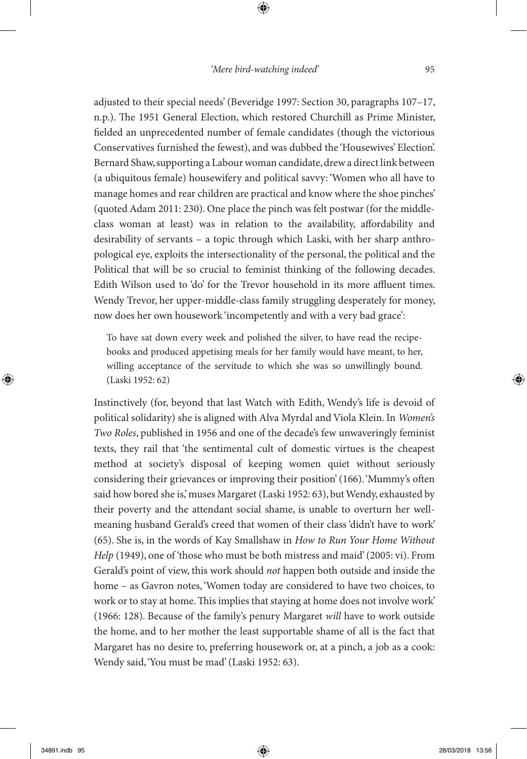adjusted to their special needs' (Beveridge 1997: Section 30, paragraphs 107–17, n.p.). The 1951 General Election, which restored Churchill as Prime Minister, fielded an unprecedented number of female candidates (though the victorious Conservatives furnished the fewest), and was dubbed the 'Housewives' Election'. Bernard Shaw, supporting a Labour woman candidate, drew a direct link between (a ubiquitous female) housewifery and political savvy: 'Women who all have to manage homes and rear children are practical and know where the shoe pinches' (quoted Adam 2011: 230). One place the pinch was felt postwar (for the middle-class woman at least) was in relation to the availability, affordability and desirability of servants – a topic through which Laski, with her sharp anthropological eye, exploits the intersectionality of the personal, the political and the Political that will be so crucial to feminist thinking of the following decades. Edith Wilson used to 'do' for the Trevor household in its more affluent times. Wendy Trevor, her upper-middle-class family struggling desperately for money, now does her own housework 'incompetently and with a very bad grace':

> To have sat down every week and polished the silver, to have read the recipe-books and produced appetising meals for her family would have meant, to her, willing acceptance of the servitude to which she was so unwillingly bound. (Laski 1952: 62)

Instinctively (for, beyond that last Watch with Edith, Wendy's life is devoid of political solidarity) she is aligned with Alva Myrdal and Viola Klein. In *Women's Two Roles*, published in 1956 and one of the decade's few unwaveringly feminist texts, they rail that 'the sentimental cult of domestic virtues is the cheapest method at society's disposal of keeping women quiet without seriously considering their grievances or improving their position' (166). 'Mummy's often said how bored she is,' muses Margaret (Laski 1952: 63), but Wendy, exhausted by their poverty and the attendant social shame, is unable to overturn her well-meaning husband Gerald's creed that women of their class 'didn't have to work' (65). She is, in the words of Kay Smallshaw in *How to Run Your Home Without Help* (1949), one of 'those who must be both mistress and maid' (2005: vi). From Gerald's point of view, this work should *not* happen both outside and inside the home – as Gavron notes, 'Women today are considered to have two choices, to work or to stay at home. This implies that staying at home does not involve work' (1966: 128). Because of the family's penury Margaret *will* have to work outside the home, and to her mother the least supportable shame of all is the fact that Margaret has no desire to, preferring housework or, at a pinch, a job as a cook: Wendy said, 'You must be mad' (Laski 1952: 63).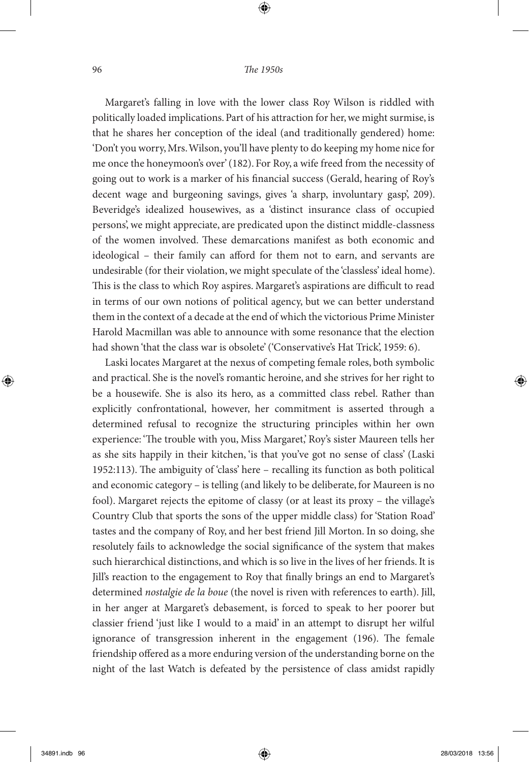Margaret's falling in love with the lower class Roy Wilson is riddled with politically loaded implications. Part of his attraction for her, we might surmise, is that he shares her conception of the ideal (and traditionally gendered) home: 'Don't you worry, Mrs. Wilson, you'll have plenty to do keeping my home nice for me once the honeymoon's over' (182). For Roy, a wife freed from the necessity of going out to work is a marker of his financial success (Gerald, hearing of Roy's decent wage and burgeoning savings, gives 'a sharp, involuntary gasp', 209). Beveridge's idealized housewives, as a 'distinct insurance class of occupied persons', we might appreciate, are predicated upon the distinct middle-classness of the women involved. These demarcations manifest as both economic and ideological – their family can afford for them not to earn, and servants are undesirable (for their violation, we might speculate of the 'classless' ideal home). This is the class to which Roy aspires. Margaret's aspirations are difficult to read in terms of our own notions of political agency, but we can better understand them in the context of a decade at the end of which the victorious Prime Minister Harold Macmillan was able to announce with some resonance that the election had shown 'that the class war is obsolete' ('Conservative's Hat Trick', 1959: 6).

Laski locates Margaret at the nexus of competing female roles, both symbolic and practical. She is the novel's romantic heroine, and she strives for her right to be a housewife. She is also its hero, as a committed class rebel. Rather than explicitly confrontational, however, her commitment is asserted through a determined refusal to recognize the structuring principles within her own experience: 'The trouble with you, Miss Margaret,' Roy's sister Maureen tells her as she sits happily in their kitchen, 'is that you've got no sense of class' (Laski 1952:113). The ambiguity of 'class' here – recalling its function as both political and economic category – is telling (and likely to be deliberate, for Maureen is no fool). Margaret rejects the epitome of classy (or at least its proxy – the village's Country Club that sports the sons of the upper middle class) for 'Station Road' tastes and the company of Roy, and her best friend Jill Morton. In so doing, she resolutely fails to acknowledge the social significance of the system that makes such hierarchical distinctions, and which is so live in the lives of her friends. It is Jill's reaction to the engagement to Roy that finally brings an end to Margaret's determined *nostalgie de la boue* (the novel is riven with references to earth). Jill, in her anger at Margaret's debasement, is forced to speak to her poorer but classier friend 'just like I would to a maid' in an attempt to disrupt her wilful ignorance of transgression inherent in the engagement (196). The female friendship offered as a more enduring version of the understanding borne on the night of the last Watch is defeated by the persistence of class amidst rapidly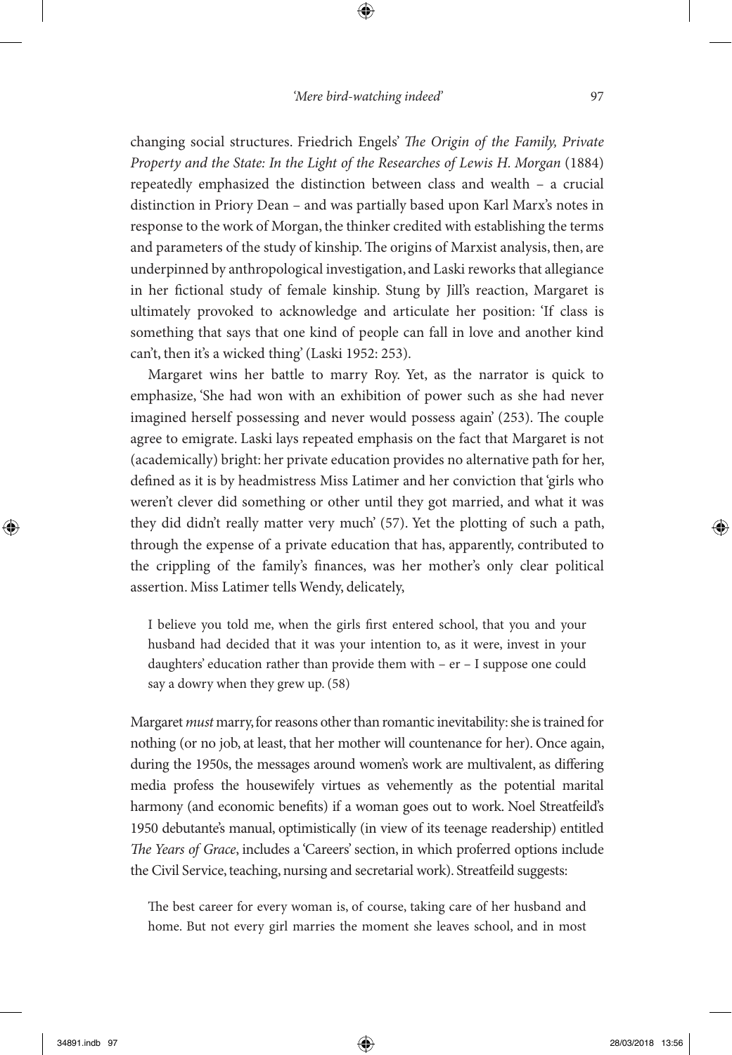changing social structures. Friedrich Engels' *The Origin of the Family, Private Property and the State: In the Light of the Researches of Lewis H. Morgan* (1884) repeatedly emphasized the distinction between class and wealth – a crucial distinction in Priory Dean – and was partially based upon Karl Marx's notes in response to the work of Morgan, the thinker credited with establishing the terms and parameters of the study of kinship. The origins of Marxist analysis, then, are underpinned by anthropological investigation, and Laski reworks that allegiance in her fictional study of female kinship. Stung by Jill's reaction, Margaret is ultimately provoked to acknowledge and articulate her position: 'If class is something that says that one kind of people can fall in love and another kind can't, then it's a wicked thing' (Laski 1952: 253).

Margaret wins her battle to marry Roy. Yet, as the narrator is quick to emphasize, 'She had won with an exhibition of power such as she had never imagined herself possessing and never would possess again' (253). The couple agree to emigrate. Laski lays repeated emphasis on the fact that Margaret is not (academically) bright: her private education provides no alternative path for her, defined as it is by headmistress Miss Latimer and her conviction that 'girls who weren't clever did something or other until they got married, and what it was they did didn't really matter very much' (57). Yet the plotting of such a path, through the expense of a private education that has, apparently, contributed to the crippling of the family's finances, was her mother's only clear political assertion. Miss Latimer tells Wendy, delicately,

> I believe you told me, when the girls first entered school, that you and your husband had decided that it was your intention to, as it were, invest in your daughters' education rather than provide them with – er – I suppose one could say a dowry when they grew up. (58)

Margaret *must* marry, for reasons other than romantic inevitability: she is trained for nothing (or no job, at least, that her mother will countenance for her). Once again, during the 1950s, the messages around women's work are multivalent, as differing media profess the housewifely virtues as vehemently as the potential marital harmony (and economic benefits) if a woman goes out to work. Noel Streatfeild's 1950 debutante's manual, optimistically (in view of its teenage readership) entitled *The Years of Grace*, includes a 'Careers' section, in which proferred options include the Civil Service, teaching, nursing and secretarial work). Streatfeild suggests:

> The best career for every woman is, of course, taking care of her husband and home. But not every girl marries the moment she leaves school, and in most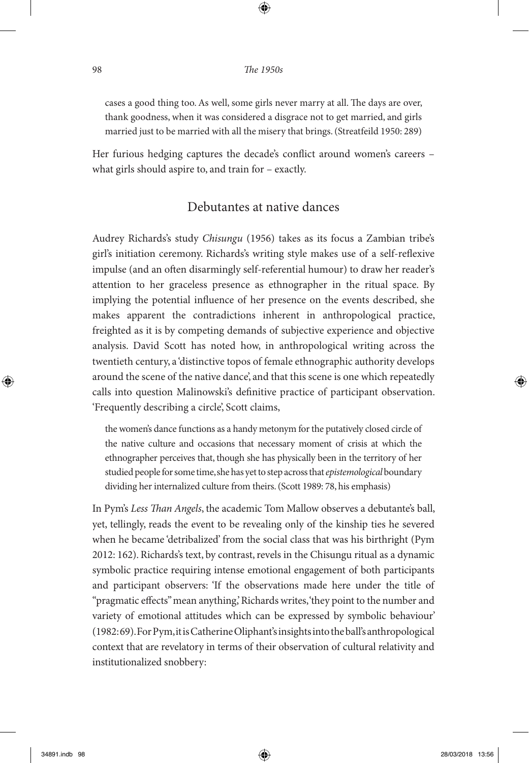cases a good thing too. As well, some girls never marry at all. The days are over, thank goodness, when it was considered a disgrace not to get married, and girls married just to be married with all the misery that brings. (Streatfeild 1950: 289)

Her furious hedging captures the decade's conflict around women's careers – what girls should aspire to, and train for – exactly.

## Debutantes at native dances

Audrey Richards's study *Chisungu* (1956) takes as its focus a Zambian tribe's girl's initiation ceremony. Richards's writing style makes use of a self-reflexive impulse (and an often disarmingly self-referential humour) to draw her reader's attention to her graceless presence as ethnographer in the ritual space. By implying the potential influence of her presence on the events described, she makes apparent the contradictions inherent in anthropological practice, freighted as it is by competing demands of subjective experience and objective analysis. David Scott has noted how, in anthropological writing across the twentieth century, a 'distinctive topos of female ethnographic authority develops around the scene of the native dance', and that this scene is one which repeatedly calls into question Malinowski's definitive practice of participant observation. 'Frequently describing a circle', Scott claims,

> the women's dance functions as a handy metonym for the putatively closed circle of the native culture and occasions that necessary moment of crisis at which the ethnographer perceives that, though she has physically been in the territory of her studied people for some time, she has yet to step across that *epistemological* boundary dividing her internalized culture from theirs. (Scott 1989: 78, his emphasis)

In Pym's *Less Than Angels*, the academic Tom Mallow observes a debutante's ball, yet, tellingly, reads the event to be revealing only of the kinship ties he severed when he became 'detribalized' from the social class that was his birthright (Pym 2012: 162). Richards's text, by contrast, revels in the Chisungu ritual as a dynamic symbolic practice requiring intense emotional engagement of both participants and participant observers: 'If the observations made here under the title of "pragmatic effects" mean anything,' Richards writes, 'they point to the number and variety of emotional attitudes which can be expressed by symbolic behaviour' (1982: 69). For Pym, it is Catherine Oliphant's insights into the ball's anthropological context that are revelatory in terms of their observation of cultural relativity and institutionalized snobbery: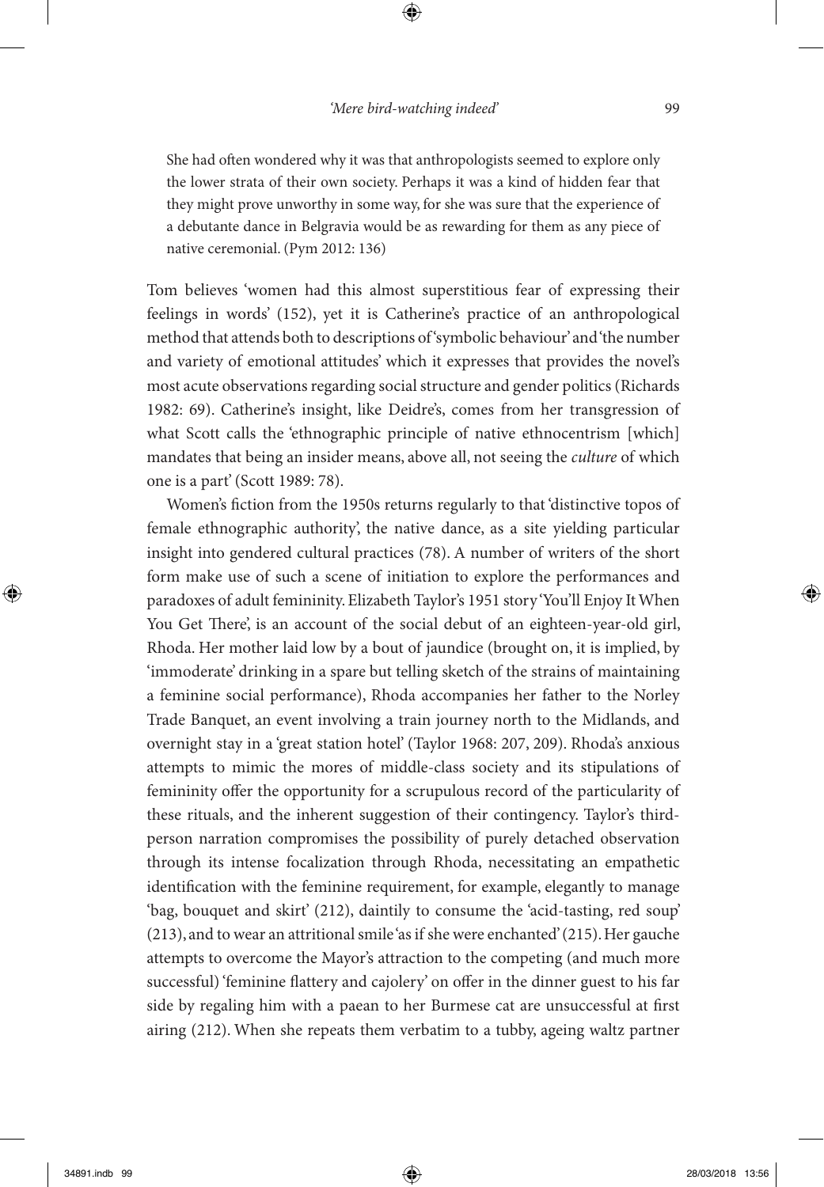> She had often wondered why it was that anthropologists seemed to explore only the lower strata of their own society. Perhaps it was a kind of hidden fear that they might prove unworthy in some way, for she was sure that the experience of a debutante dance in Belgravia would be as rewarding for them as any piece of native ceremonial. (Pym 2012: 136)

Tom believes 'women had this almost superstitious fear of expressing their feelings in words' (152), yet it is Catherine's practice of an anthropological method that attends both to descriptions of 'symbolic behaviour' and 'the number and variety of emotional attitudes' which it expresses that provides the novel's most acute observations regarding social structure and gender politics (Richards 1982: 69). Catherine's insight, like Deidre's, comes from her transgression of what Scott calls the 'ethnographic principle of native ethnocentrism [which] mandates that being an insider means, above all, not seeing the *culture* of which one is a part' (Scott 1989: 78).

Women's fiction from the 1950s returns regularly to that 'distinctive topos of female ethnographic authority', the native dance, as a site yielding particular insight into gendered cultural practices (78). A number of writers of the short form make use of such a scene of initiation to explore the performances and paradoxes of adult femininity. Elizabeth Taylor's 1951 story 'You'll Enjoy It When You Get There', is an account of the social debut of an eighteen-year-old girl, Rhoda. Her mother laid low by a bout of jaundice (brought on, it is implied, by 'immoderate' drinking in a spare but telling sketch of the strains of maintaining a feminine social performance), Rhoda accompanies her father to the Norley Trade Banquet, an event involving a train journey north to the Midlands, and overnight stay in a 'great station hotel' (Taylor 1968: 207, 209). Rhoda's anxious attempts to mimic the mores of middle-class society and its stipulations of femininity offer the opportunity for a scrupulous record of the particularity of these rituals, and the inherent suggestion of their contingency. Taylor's third-person narration compromises the possibility of purely detached observation through its intense focalization through Rhoda, necessitating an empathetic identification with the feminine requirement, for example, elegantly to manage 'bag, bouquet and skirt' (212), daintily to consume the 'acid-tasting, red soup' (213), and to wear an attritional smile 'as if she were enchanted' (215). Her gauche attempts to overcome the Mayor's attraction to the competing (and much more successful) 'feminine flattery and cajolery' on offer in the dinner guest to his far side by regaling him with a paean to her Burmese cat are unsuccessful at first airing (212). When she repeats them verbatim to a tubby, ageing waltz partner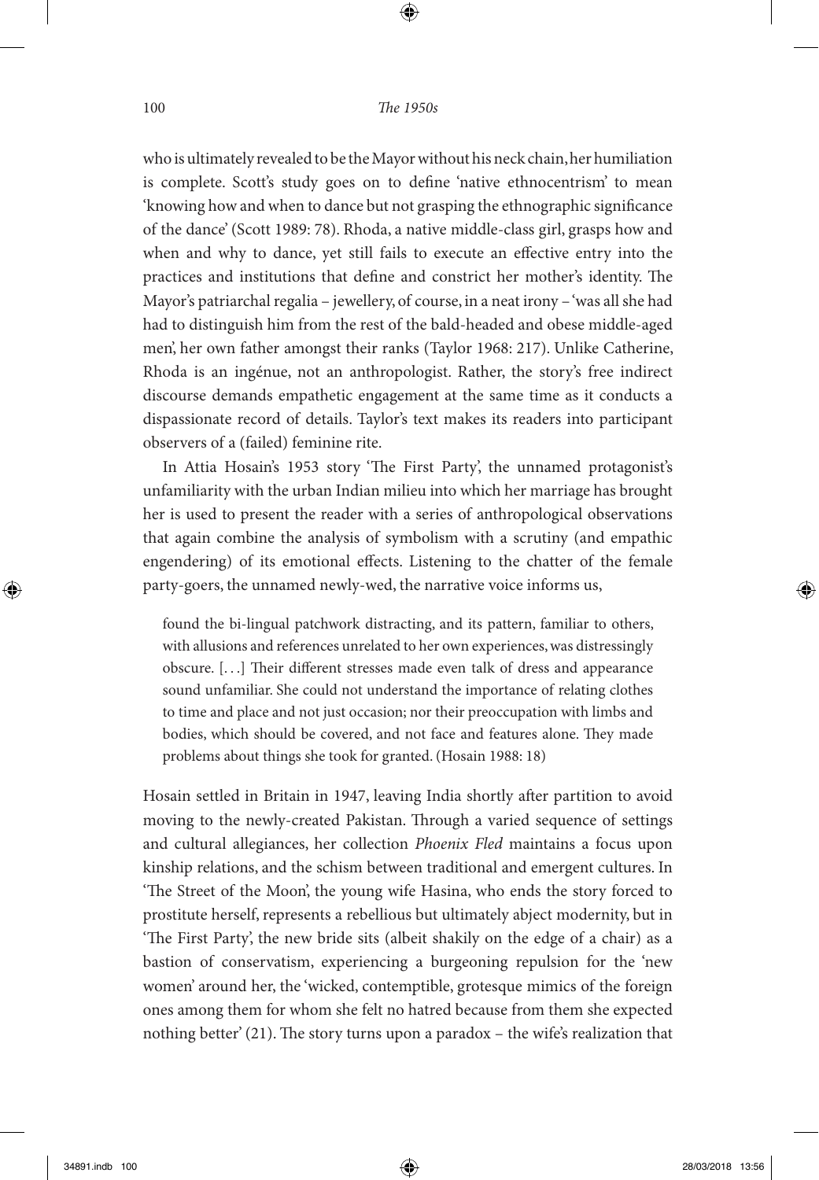who is ultimately revealed to be the Mayor without his neck chain, her humiliation is complete. Scott's study goes on to define 'native ethnocentrism' to mean 'knowing how and when to dance but not grasping the ethnographic significance of the dance' (Scott 1989: 78). Rhoda, a native middle-class girl, grasps how and when and why to dance, yet still fails to execute an effective entry into the practices and institutions that define and constrict her mother's identity. The Mayor's patriarchal regalia – jewellery, of course, in a neat irony – 'was all she had had to distinguish him from the rest of the bald-headed and obese middle-aged men', her own father amongst their ranks (Taylor 1968: 217). Unlike Catherine, Rhoda is an ingénue, not an anthropologist. Rather, the story's free indirect discourse demands empathetic engagement at the same time as it conducts a dispassionate record of details. Taylor's text makes its readers into participant observers of a (failed) feminine rite.

In Attia Hosain's 1953 story 'The First Party', the unnamed protagonist's unfamiliarity with the urban Indian milieu into which her marriage has brought her is used to present the reader with a series of anthropological observations that again combine the analysis of symbolism with a scrutiny (and empathic engendering) of its emotional effects. Listening to the chatter of the female party-goers, the unnamed newly-wed, the narrative voice informs us,

> found the bi-lingual patchwork distracting, and its pattern, familiar to others, with allusions and references unrelated to her own experiences, was distressingly obscure. [. . .] Their different stresses made even talk of dress and appearance sound unfamiliar. She could not understand the importance of relating clothes to time and place and not just occasion; nor their preoccupation with limbs and bodies, which should be covered, and not face and features alone. They made problems about things she took for granted. (Hosain 1988: 18)

Hosain settled in Britain in 1947, leaving India shortly after partition to avoid moving to the newly-created Pakistan. Through a varied sequence of settings and cultural allegiances, her collection *Phoenix Fled* maintains a focus upon kinship relations, and the schism between traditional and emergent cultures. In 'The Street of the Moon', the young wife Hasina, who ends the story forced to prostitute herself, represents a rebellious but ultimately abject modernity, but in 'The First Party', the new bride sits (albeit shakily on the edge of a chair) as a bastion of conservatism, experiencing a burgeoning repulsion for the 'new women' around her, the 'wicked, contemptible, grotesque mimics of the foreign ones among them for whom she felt no hatred because from them she expected nothing better' (21). The story turns upon a paradox – the wife's realization that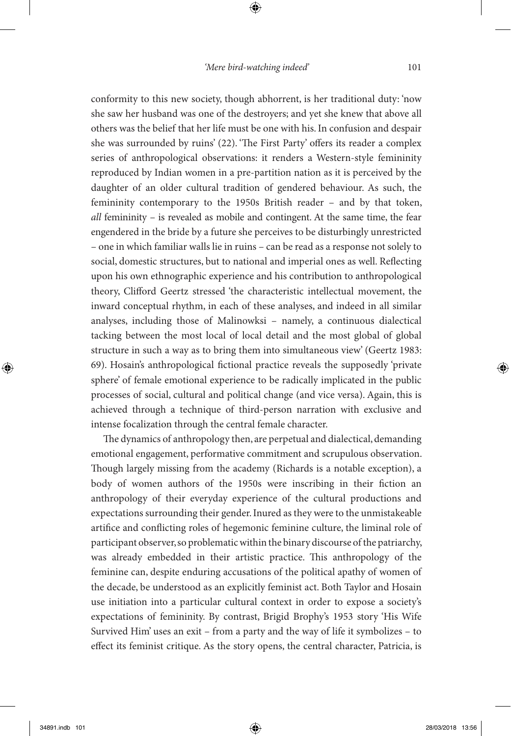conformity to this new society, though abhorrent, is her traditional duty: 'now she saw her husband was one of the destroyers; and yet she knew that above all others was the belief that her life must be one with his. In confusion and despair she was surrounded by ruins' (22). 'The First Party' offers its reader a complex series of anthropological observations: it renders a Western-style femininity reproduced by Indian women in a pre-partition nation as it is perceived by the daughter of an older cultural tradition of gendered behaviour. As such, the femininity contemporary to the 1950s British reader – and by that token, *all* femininity – is revealed as mobile and contingent. At the same time, the fear engendered in the bride by a future she perceives to be disturbingly unrestricted – one in which familiar walls lie in ruins – can be read as a response not solely to social, domestic structures, but to national and imperial ones as well. Reflecting upon his own ethnographic experience and his contribution to anthropological theory, Clifford Geertz stressed 'the characteristic intellectual movement, the inward conceptual rhythm, in each of these analyses, and indeed in all similar analyses, including those of Malinowksi – namely, a continuous dialectical tacking between the most local of local detail and the most global of global structure in such a way as to bring them into simultaneous view' (Geertz 1983: 69). Hosain's anthropological fictional practice reveals the supposedly 'private sphere' of female emotional experience to be radically implicated in the public processes of social, cultural and political change (and vice versa). Again, this is achieved through a technique of third-person narration with exclusive and intense focalization through the central female character.

The dynamics of anthropology then, are perpetual and dialectical, demanding emotional engagement, performative commitment and scrupulous observation. Though largely missing from the academy (Richards is a notable exception), a body of women authors of the 1950s were inscribing in their fiction an anthropology of their everyday experience of the cultural productions and expectations surrounding their gender. Inured as they were to the unmistakeable artifice and conflicting roles of hegemonic feminine culture, the liminal role of participant observer, so problematic within the binary discourse of the patriarchy, was already embedded in their artistic practice. This anthropology of the feminine can, despite enduring accusations of the political apathy of women of the decade, be understood as an explicitly feminist act. Both Taylor and Hosain use initiation into a particular cultural context in order to expose a society's expectations of femininity. By contrast, Brigid Brophy's 1953 story 'His Wife Survived Him' uses an exit – from a party and the way of life it symbolizes – to effect its feminist critique. As the story opens, the central character, Patricia, is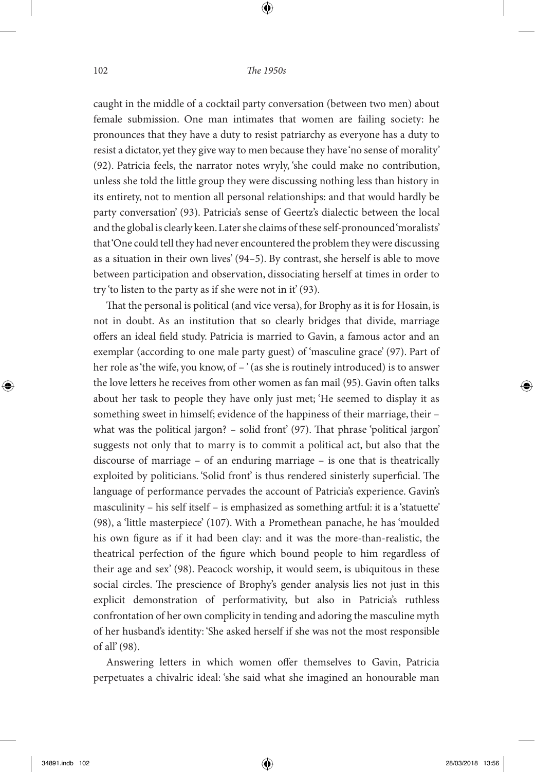caught in the middle of a cocktail party conversation (between two men) about female submission. One man intimates that women are failing society: he pronounces that they have a duty to resist patriarchy as everyone has a duty to resist a dictator, yet they give way to men because they have 'no sense of morality' (92). Patricia feels, the narrator notes wryly, 'she could make no contribution, unless she told the little group they were discussing nothing less than history in its entirety, not to mention all personal relationships: and that would hardly be party conversation' (93). Patricia's sense of Geertz's dialectic between the local and the global is clearly keen. Later she claims of these self-pronounced 'moralists' that 'One could tell they had never encountered the problem they were discussing as a situation in their own lives' (94–5). By contrast, she herself is able to move between participation and observation, dissociating herself at times in order to try 'to listen to the party as if she were not in it' (93).

That the personal is political (and vice versa), for Brophy as it is for Hosain, is not in doubt. As an institution that so clearly bridges that divide, marriage offers an ideal field study. Patricia is married to Gavin, a famous actor and an exemplar (according to one male party guest) of 'masculine grace' (97). Part of her role as 'the wife, you know, of – ' (as she is routinely introduced) is to answer the love letters he receives from other women as fan mail (95). Gavin often talks about her task to people they have only just met; 'He seemed to display it as something sweet in himself; evidence of the happiness of their marriage, their – what was the political jargon? – solid front' (97). That phrase 'political jargon' suggests not only that to marry is to commit a political act, but also that the discourse of marriage – of an enduring marriage – is one that is theatrically exploited by politicians. 'Solid front' is thus rendered sinisterly superficial. The language of performance pervades the account of Patricia's experience. Gavin's masculinity – his self itself – is emphasized as something artful: it is a 'statuette' (98), a 'little masterpiece' (107). With a Promethean panache, he has 'moulded his own figure as if it had been clay: and it was the more-than-realistic, the theatrical perfection of the figure which bound people to him regardless of their age and sex' (98). Peacock worship, it would seem, is ubiquitous in these social circles. The prescience of Brophy's gender analysis lies not just in this explicit demonstration of performativity, but also in Patricia's ruthless confrontation of her own complicity in tending and adoring the masculine myth of her husband's identity: 'She asked herself if she was not the most responsible of all' (98).

Answering letters in which women offer themselves to Gavin, Patricia perpetuates a chivalric ideal: 'she said what she imagined an honourable man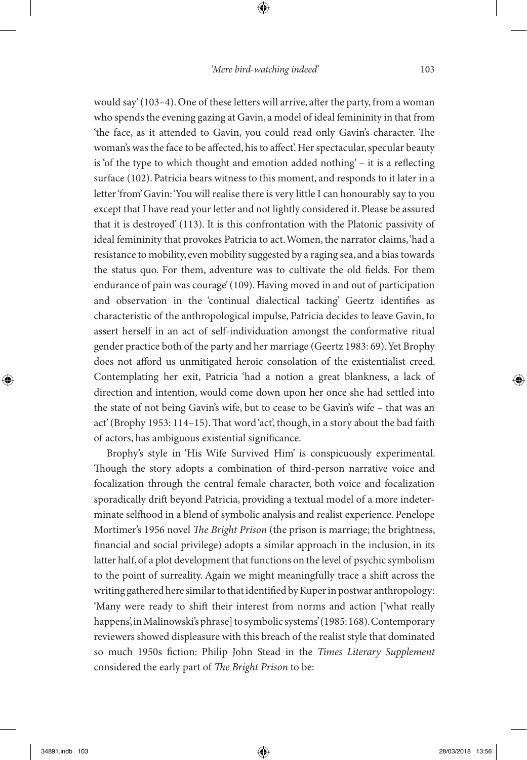would say' (103–4). One of these letters will arrive, after the party, from a woman who spends the evening gazing at Gavin, a model of ideal femininity in that from 'the face, as it attended to Gavin, you could read only Gavin's character. The woman's was the face to be affected, his to affect'. Her spectacular, specular beauty is 'of the type to which thought and emotion added nothing' – it is a reflecting surface (102). Patricia bears witness to this moment, and responds to it later in a letter 'from' Gavin: 'You will realise there is very little I can honourably say to you except that I have read your letter and not lightly considered it. Please be assured that it is destroyed' (113). It is this confrontation with the Platonic passivity of ideal femininity that provokes Patricia to act. Women, the narrator claims, 'had a resistance to mobility, even mobility suggested by a raging sea, and a bias towards the status quo. For them, adventure was to cultivate the old fields. For them endurance of pain was courage' (109). Having moved in and out of participation and observation in the 'continual dialectical tacking' Geertz identifies as characteristic of the anthropological impulse, Patricia decides to leave Gavin, to assert herself in an act of self-individuation amongst the conformative ritual gender practice both of the party and her marriage (Geertz 1983: 69). Yet Brophy does not afford us unmitigated heroic consolation of the existentialist creed. Contemplating her exit, Patricia 'had a notion a great blankness, a lack of direction and intention, would come down upon her once she had settled into the state of not being Gavin's wife, but to cease to be Gavin's wife – that was an act' (Brophy 1953: 114–15). That word 'act', though, in a story about the bad faith of actors, has ambiguous existential significance.

Brophy's style in 'His Wife Survived Him' is conspicuously experimental. Though the story adopts a combination of third-person narrative voice and focalization through the central female character, both voice and focalization sporadically drift beyond Patricia, providing a textual model of a more indeterminate selfhood in a blend of symbolic analysis and realist experience. Penelope Mortimer's 1956 novel *The Bright Prison* (the prison is marriage; the brightness, financial and social privilege) adopts a similar approach in the inclusion, in its latter half, of a plot development that functions on the level of psychic symbolism to the point of surreality. Again we might meaningfully trace a shift across the writing gathered here similar to that identified by Kuper in postwar anthropology: 'Many were ready to shift their interest from norms and action ['what really happens', in Malinowski's phrase] to symbolic systems' (1985: 168). Contemporary reviewers showed displeasure with this breach of the realist style that dominated so much 1950s fiction: Philip John Stead in the *Times Literary Supplement* considered the early part of *The Bright Prison* to be: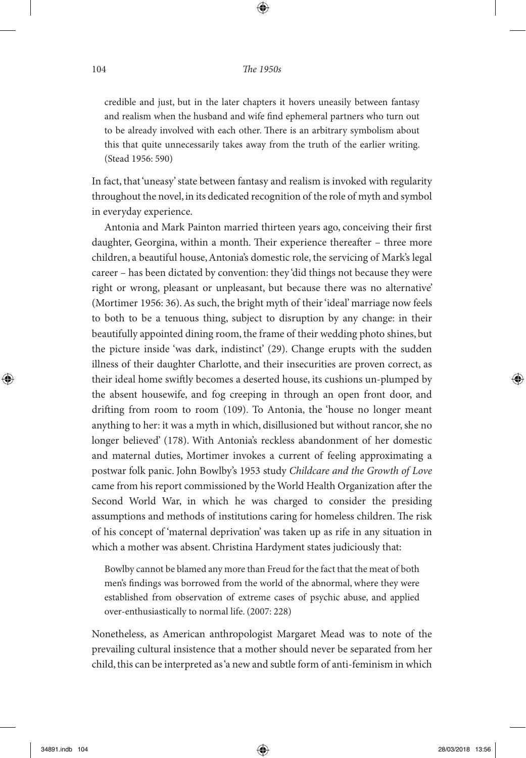credible and just, but in the later chapters it hovers uneasily between fantasy and realism when the husband and wife find ephemeral partners who turn out to be already involved with each other. There is an arbitrary symbolism about this that quite unnecessarily takes away from the truth of the earlier writing. (Stead 1956: 590)

In fact, that 'uneasy' state between fantasy and realism is invoked with regularity throughout the novel, in its dedicated recognition of the role of myth and symbol in everyday experience.

Antonia and Mark Painton married thirteen years ago, conceiving their first daughter, Georgina, within a month. Their experience thereafter – three more children, a beautiful house, Antonia's domestic role, the servicing of Mark's legal career – has been dictated by convention: they 'did things not because they were right or wrong, pleasant or unpleasant, but because there was no alternative' (Mortimer 1956: 36). As such, the bright myth of their 'ideal' marriage now feels to both to be a tenuous thing, subject to disruption by any change: in their beautifully appointed dining room, the frame of their wedding photo shines, but the picture inside 'was dark, indistinct' (29). Change erupts with the sudden illness of their daughter Charlotte, and their insecurities are proven correct, as their ideal home swiftly becomes a deserted house, its cushions un-plumped by the absent housewife, and fog creeping in through an open front door, and drifting from room to room (109). To Antonia, the 'house no longer meant anything to her: it was a myth in which, disillusioned but without rancor, she no longer believed' (178). With Antonia's reckless abandonment of her domestic and maternal duties, Mortimer invokes a current of feeling approximating a postwar folk panic. John Bowlby's 1953 study *Childcare and the Growth of Love* came from his report commissioned by the World Health Organization after the Second World War, in which he was charged to consider the presiding assumptions and methods of institutions caring for homeless children. The risk of his concept of 'maternal deprivation' was taken up as rife in any situation in which a mother was absent. Christina Hardyment states judiciously that:

> Bowlby cannot be blamed any more than Freud for the fact that the meat of both men's findings was borrowed from the world of the abnormal, where they were established from observation of extreme cases of psychic abuse, and applied over-enthusiastically to normal life. (2007: 228)

Nonetheless, as American anthropologist Margaret Mead was to note of the prevailing cultural insistence that a mother should never be separated from her child, this can be interpreted as 'a new and subtle form of anti-feminism in which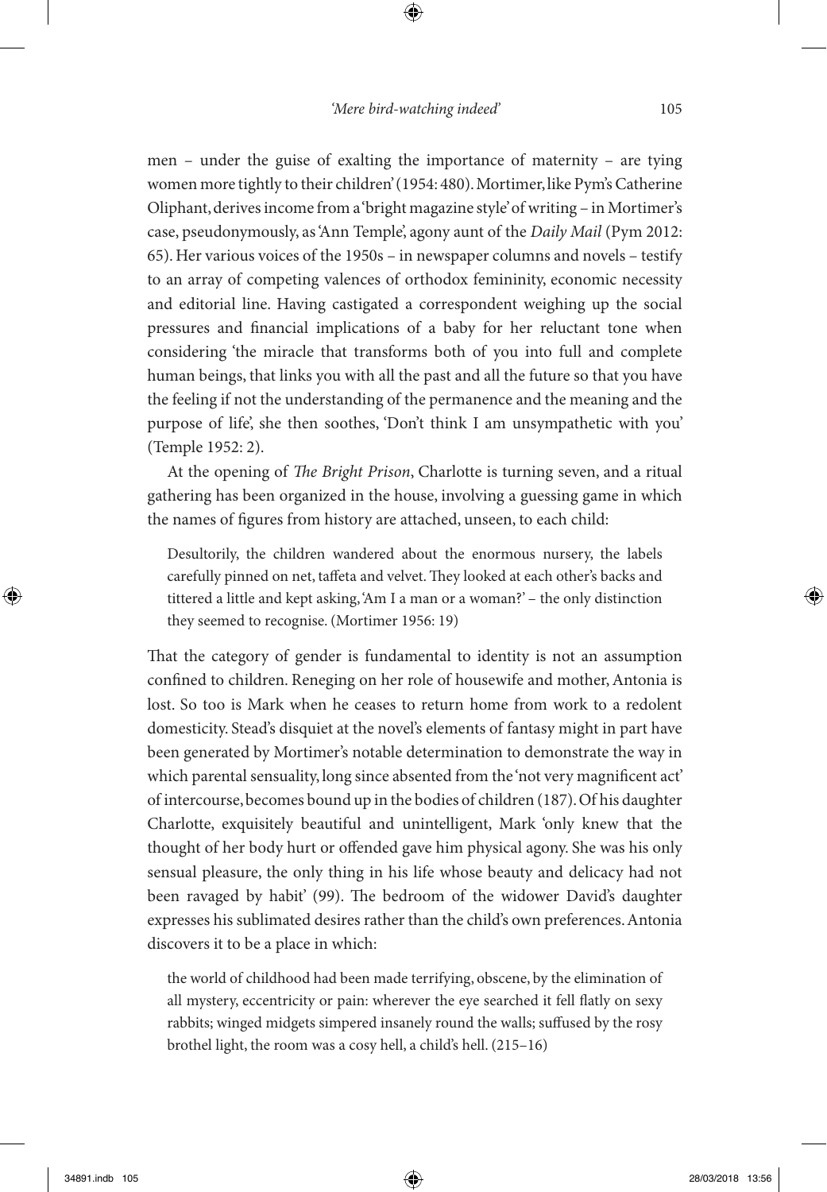men – under the guise of exalting the importance of maternity – are tying women more tightly to their children' (1954: 480). Mortimer, like Pym's Catherine Oliphant, derives income from a 'bright magazine style' of writing – in Mortimer's case, pseudonymously, as 'Ann Temple', agony aunt of the *Daily Mail* (Pym 2012: 65). Her various voices of the 1950s – in newspaper columns and novels – testify to an array of competing valences of orthodox femininity, economic necessity and editorial line. Having castigated a correspondent weighing up the social pressures and financial implications of a baby for her reluctant tone when considering 'the miracle that transforms both of you into full and complete human beings, that links you with all the past and all the future so that you have the feeling if not the understanding of the permanence and the meaning and the purpose of life', she then soothes, 'Don't think I am unsympathetic with you' (Temple 1952: 2).

At the opening of *The Bright Prison*, Charlotte is turning seven, and a ritual gathering has been organized in the house, involving a guessing game in which the names of figures from history are attached, unseen, to each child:

> Desultorily, the children wandered about the enormous nursery, the labels carefully pinned on net, taffeta and velvet. They looked at each other's backs and tittered a little and kept asking, 'Am I a man or a woman?' – the only distinction they seemed to recognise. (Mortimer 1956: 19)

That the category of gender is fundamental to identity is not an assumption confined to children. Reneging on her role of housewife and mother, Antonia is lost. So too is Mark when he ceases to return home from work to a redolent domesticity. Stead's disquiet at the novel's elements of fantasy might in part have been generated by Mortimer's notable determination to demonstrate the way in which parental sensuality, long since absented from the 'not very magnificent act' of intercourse, becomes bound up in the bodies of children (187). Of his daughter Charlotte, exquisitely beautiful and unintelligent, Mark 'only knew that the thought of her body hurt or offended gave him physical agony. She was his only sensual pleasure, the only thing in his life whose beauty and delicacy had not been ravaged by habit' (99). The bedroom of the widower David's daughter expresses his sublimated desires rather than the child's own preferences. Antonia discovers it to be a place in which:

> the world of childhood had been made terrifying, obscene, by the elimination of all mystery, eccentricity or pain: wherever the eye searched it fell flatly on sexy rabbits; winged midgets simpered insanely round the walls; suffused by the rosy brothel light, the room was a cosy hell, a child's hell. (215–16)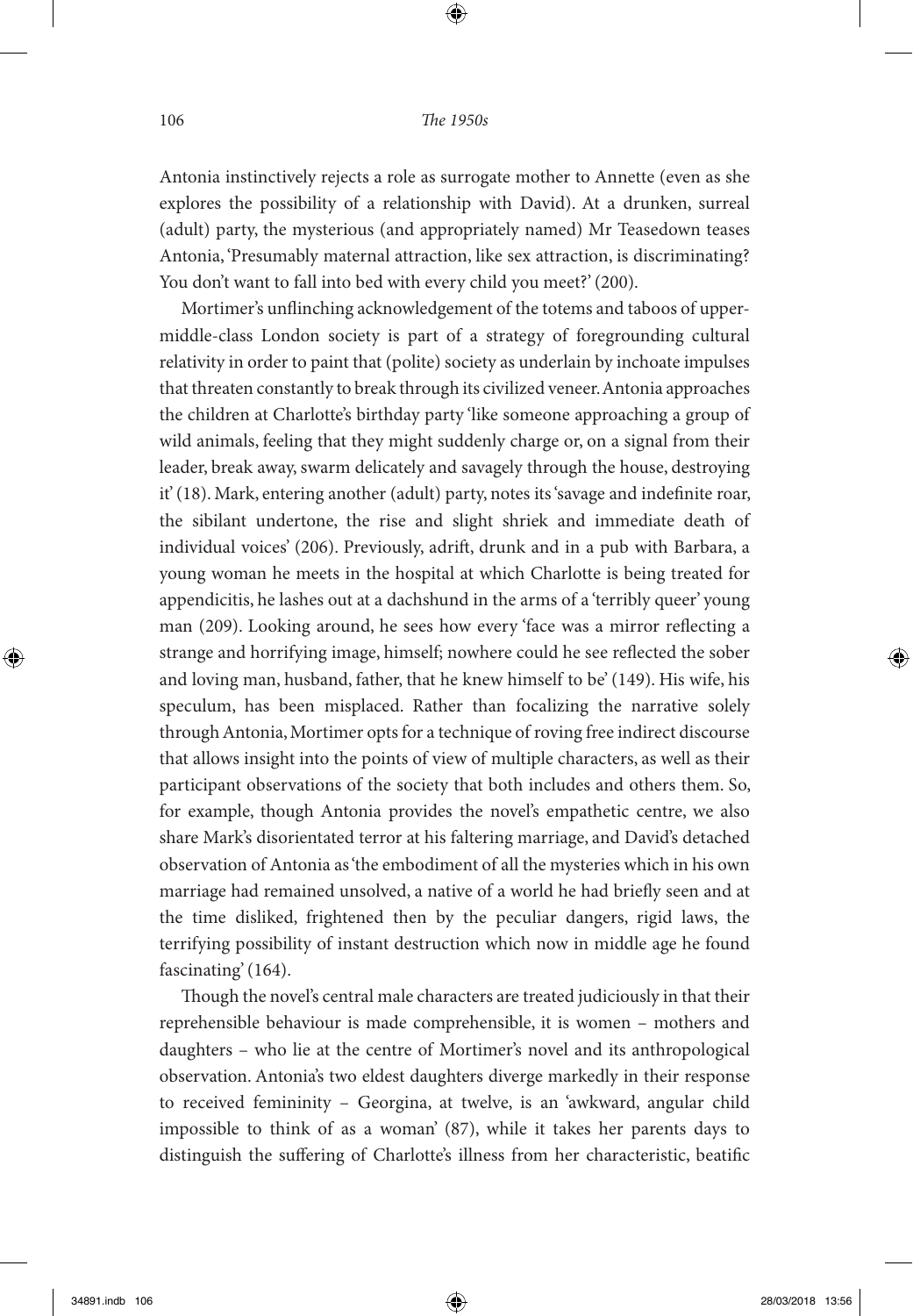Antonia instinctively rejects a role as surrogate mother to Annette (even as she explores the possibility of a relationship with David). At a drunken, surreal (adult) party, the mysterious (and appropriately named) Mr Teasedown teases Antonia, 'Presumably maternal attraction, like sex attraction, is discriminating? You don't want to fall into bed with every child you meet?' (200).

Mortimer's unflinching acknowledgement of the totems and taboos of upper-middle-class London society is part of a strategy of foregrounding cultural relativity in order to paint that (polite) society as underlain by inchoate impulses that threaten constantly to break through its civilized veneer. Antonia approaches the children at Charlotte's birthday party 'like someone approaching a group of wild animals, feeling that they might suddenly charge or, on a signal from their leader, break away, swarm delicately and savagely through the house, destroying it' (18). Mark, entering another (adult) party, notes its 'savage and indefinite roar, the sibilant undertone, the rise and slight shriek and immediate death of individual voices' (206). Previously, adrift, drunk and in a pub with Barbara, a young woman he meets in the hospital at which Charlotte is being treated for appendicitis, he lashes out at a dachshund in the arms of a 'terribly queer' young man (209). Looking around, he sees how every 'face was a mirror reflecting a strange and horrifying image, himself; nowhere could he see reflected the sober and loving man, husband, father, that he knew himself to be' (149). His wife, his speculum, has been misplaced. Rather than focalizing the narrative solely through Antonia, Mortimer opts for a technique of roving free indirect discourse that allows insight into the points of view of multiple characters, as well as their participant observations of the society that both includes and others them. So, for example, though Antonia provides the novel's empathetic centre, we also share Mark's disorientated terror at his faltering marriage, and David's detached observation of Antonia as 'the embodiment of all the mysteries which in his own marriage had remained unsolved, a native of a world he had briefly seen and at the time disliked, frightened then by the peculiar dangers, rigid laws, the terrifying possibility of instant destruction which now in middle age he found fascinating' (164).

Though the novel's central male characters are treated judiciously in that their reprehensible behaviour is made comprehensible, it is women – mothers and daughters – who lie at the centre of Mortimer's novel and its anthropological observation. Antonia's two eldest daughters diverge markedly in their response to received femininity – Georgina, at twelve, is an 'awkward, angular child impossible to think of as a woman' (87), while it takes her parents days to distinguish the suffering of Charlotte's illness from her characteristic, beatific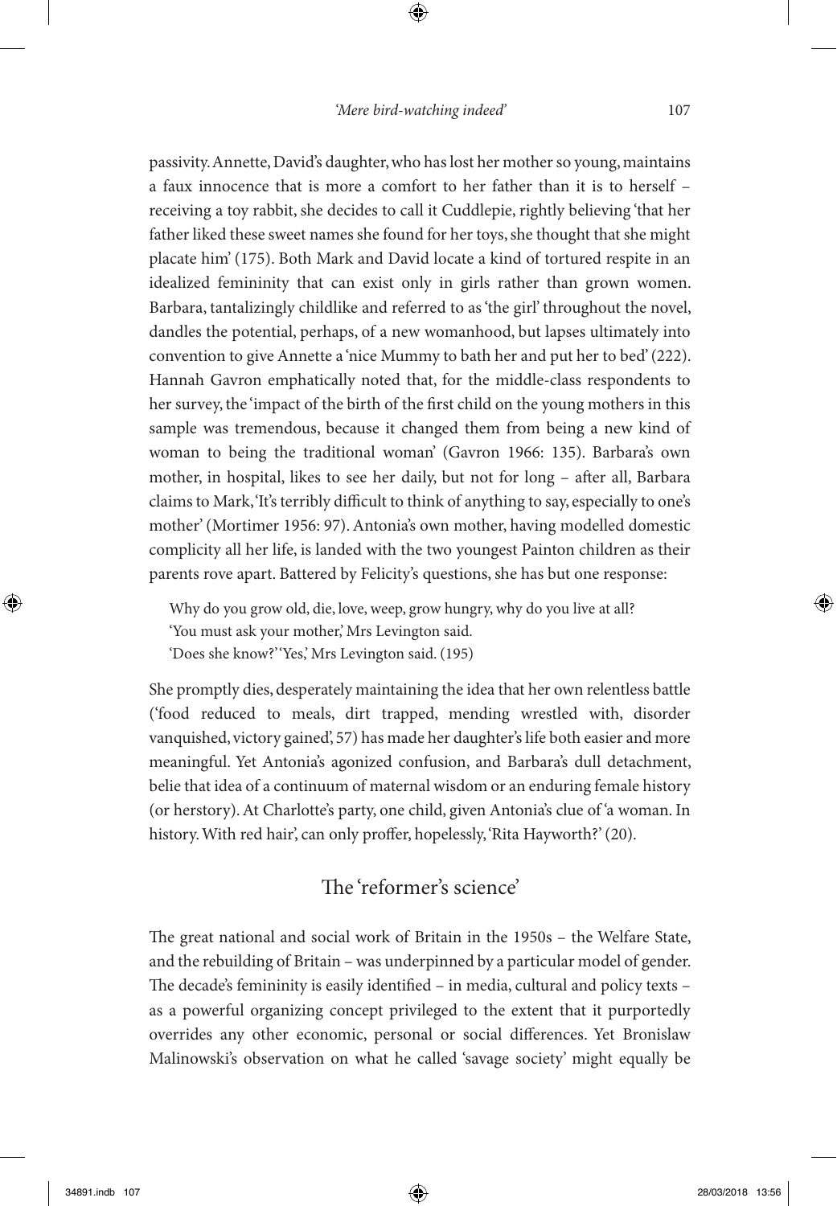passivity. Annette, David's daughter, who has lost her mother so young, maintains a faux innocence that is more a comfort to her father than it is to herself – receiving a toy rabbit, she decides to call it Cuddlepie, rightly believing 'that her father liked these sweet names she found for her toys, she thought that she might placate him' (175). Both Mark and David locate a kind of tortured respite in an idealized femininity that can exist only in girls rather than grown women. Barbara, tantalizingly childlike and referred to as 'the girl' throughout the novel, dandles the potential, perhaps, of a new womanhood, but lapses ultimately into convention to give Annette a 'nice Mummy to bath her and put her to bed' (222). Hannah Gavron emphatically noted that, for the middle-class respondents to her survey, the 'impact of the birth of the first child on the young mothers in this sample was tremendous, because it changed them from being a new kind of woman to being the traditional woman' (Gavron 1966: 135). Barbara's own mother, in hospital, likes to see her daily, but not for long – after all, Barbara claims to Mark, 'It's terribly difficult to think of anything to say, especially to one's mother' (Mortimer 1956: 97). Antonia's own mother, having modelled domestic complicity all her life, is landed with the two youngest Painton children as their parents rove apart. Battered by Felicity's questions, she has but one response:

> Why do you grow old, die, love, weep, grow hungry, why do you live at all?
> 'You must ask your mother,' Mrs Levington said.
> 'Does she know?' 'Yes,' Mrs Levington said. (195)

She promptly dies, desperately maintaining the idea that her own relentless battle ('food reduced to meals, dirt trapped, mending wrestled with, disorder vanquished, victory gained', 57) has made her daughter's life both easier and more meaningful. Yet Antonia's agonized confusion, and Barbara's dull detachment, belie that idea of a continuum of maternal wisdom or an enduring female history (or herstory). At Charlotte's party, one child, given Antonia's clue of 'a woman. In history. With red hair', can only proffer, hopelessly, 'Rita Hayworth?' (20).

## The 'reformer's science'

The great national and social work of Britain in the 1950s – the Welfare State, and the rebuilding of Britain – was underpinned by a particular model of gender. The decade's femininity is easily identified – in media, cultural and policy texts – as a powerful organizing concept privileged to the extent that it purportedly overrides any other economic, personal or social differences. Yet Bronislaw Malinowski's observation on what he called 'savage society' might equally be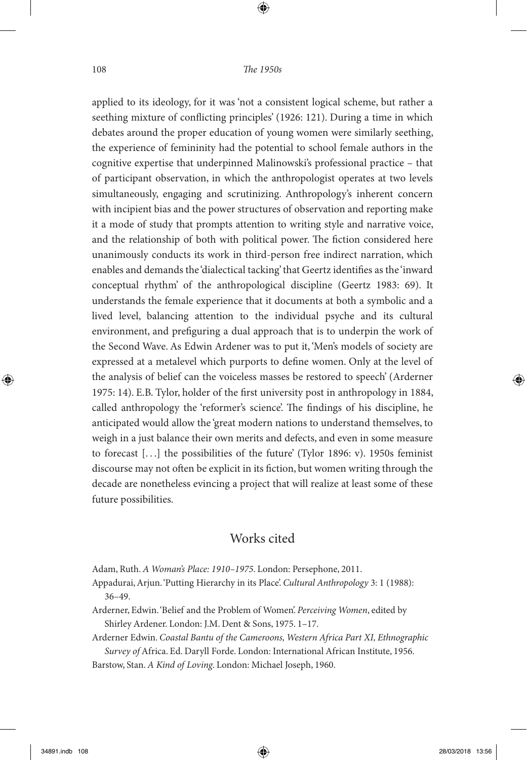applied to its ideology, for it was 'not a consistent logical scheme, but rather a seething mixture of conflicting principles' (1926: 121). During a time in which debates around the proper education of young women were similarly seething, the experience of femininity had the potential to school female authors in the cognitive expertise that underpinned Malinowski's professional practice – that of participant observation, in which the anthropologist operates at two levels simultaneously, engaging and scrutinizing. Anthropology's inherent concern with incipient bias and the power structures of observation and reporting make it a mode of study that prompts attention to writing style and narrative voice, and the relationship of both with political power. The fiction considered here unanimously conducts its work in third-person free indirect narration, which enables and demands the 'dialectical tacking' that Geertz identifies as the 'inward conceptual rhythm' of the anthropological discipline (Geertz 1983: 69). It understands the female experience that it documents at both a symbolic and a lived level, balancing attention to the individual psyche and its cultural environment, and prefiguring a dual approach that is to underpin the work of the Second Wave. As Edwin Ardener was to put it, 'Men's models of society are expressed at a metalevel which purports to define women. Only at the level of the analysis of belief can the voiceless masses be restored to speech' (Arderner 1975: 14). E.B. Tylor, holder of the first university post in anthropology in 1884, called anthropology the 'reformer's science'. The findings of his discipline, he anticipated would allow the 'great modern nations to understand themselves, to weigh in a just balance their own merits and defects, and even in some measure to forecast [. . .] the possibilities of the future' (Tylor 1896: v). 1950s feminist discourse may not often be explicit in its fiction, but women writing through the decade are nonetheless evincing a project that will realize at least some of these future possibilities.

## Works cited

Adam, Ruth. *A Woman's Place: 1910–1975*. London: Persephone, 2011.

Appadurai, Arjun. 'Putting Hierarchy in its Place'. *Cultural Anthropology* 3: 1 (1988): 36–49.

Arderner, Edwin. 'Belief and the Problem of Women'. *Perceiving Women*, edited by Shirley Ardener. London: J.M. Dent & Sons, 1975. 1–17.

Arderner Edwin. *Coastal Bantu of the Cameroons, Western Africa Part XI, Ethnographic Survey of* Africa. Ed. Daryll Forde. London: International African Institute, 1956.

Barstow, Stan. *A Kind of Loving*. London: Michael Joseph, 1960.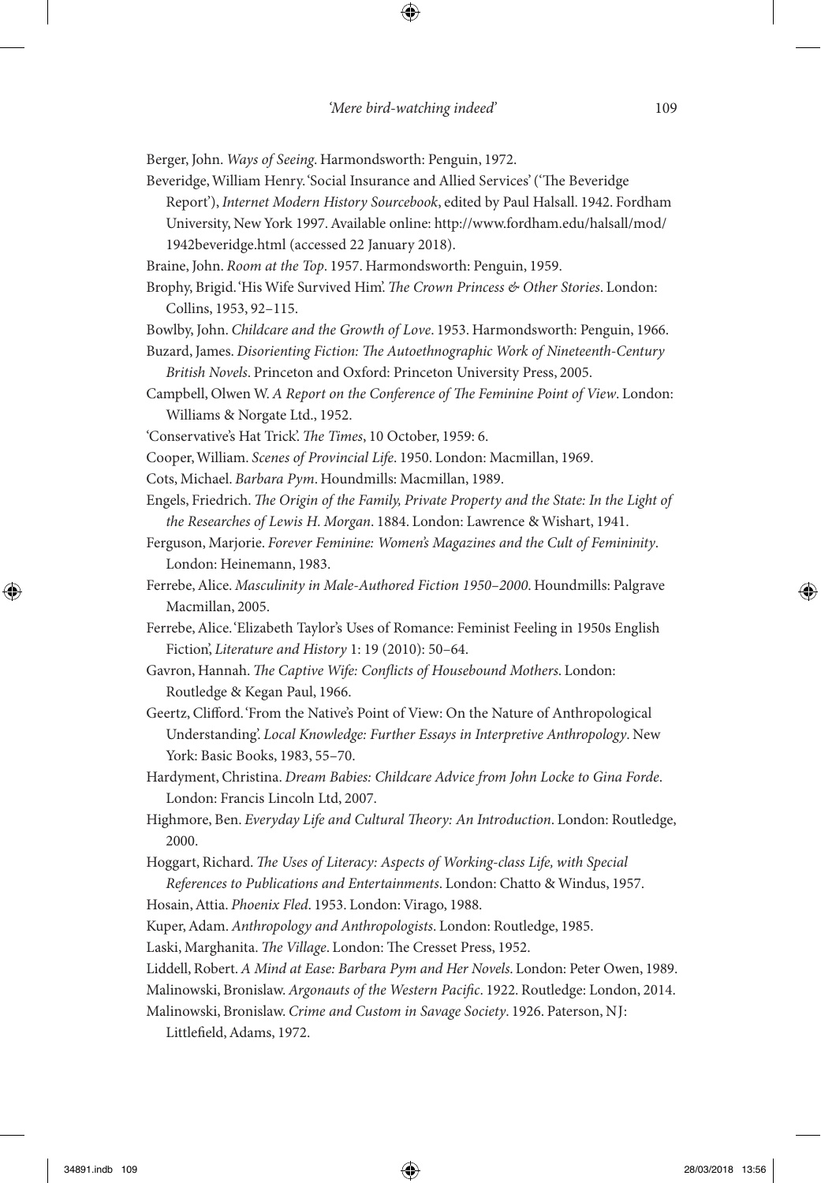Berger, John. *Ways of Seeing*. Harmondsworth: Penguin, 1972.

Beveridge, William Henry. 'Social Insurance and Allied Services' ('The Beveridge Report'), *Internet Modern History Sourcebook*, edited by Paul Halsall. 1942. Fordham University, New York 1997. Available online: http://www.fordham.edu/halsall/mod/1942beveridge.html (accessed 22 January 2018).

Braine, John. *Room at the Top*. 1957. Harmondsworth: Penguin, 1959.

Brophy, Brigid. 'His Wife Survived Him'. *The Crown Princess & Other Stories*. London: Collins, 1953, 92–115.

Bowlby, John. *Childcare and the Growth of Love*. 1953. Harmondsworth: Penguin, 1966.

Buzard, James. *Disorienting Fiction: The Autoethnographic Work of Nineteenth-Century British Novels*. Princeton and Oxford: Princeton University Press, 2005.

Campbell, Olwen W. *A Report on the Conference of The Feminine Point of View*. London: Williams & Norgate Ltd., 1952.

'Conservative's Hat Trick'. *The Times*, 10 October, 1959: 6.

Cooper, William. *Scenes of Provincial Life*. 1950. London: Macmillan, 1969.

Cots, Michael. *Barbara Pym*. Houndmills: Macmillan, 1989.

Engels, Friedrich. *The Origin of the Family, Private Property and the State: In the Light of the Researches of Lewis H. Morgan*. 1884. London: Lawrence & Wishart, 1941.

Ferguson, Marjorie. *Forever Feminine: Women's Magazines and the Cult of Femininity*. London: Heinemann, 1983.

Ferrebe, Alice. *Masculinity in Male-Authored Fiction 1950–2000*. Houndmills: Palgrave Macmillan, 2005.

Ferrebe, Alice. 'Elizabeth Taylor's Uses of Romance: Feminist Feeling in 1950s English Fiction', *Literature and History* 1: 19 (2010): 50–64.

Gavron, Hannah. *The Captive Wife: Conflicts of Housebound Mothers*. London: Routledge & Kegan Paul, 1966.

Geertz, Clifford. 'From the Native's Point of View: On the Nature of Anthropological Understanding'. *Local Knowledge: Further Essays in Interpretive Anthropology*. New York: Basic Books, 1983, 55–70.

Hardyment, Christina. *Dream Babies: Childcare Advice from John Locke to Gina Forde*. London: Francis Lincoln Ltd, 2007.

Highmore, Ben. *Everyday Life and Cultural Theory: An Introduction*. London: Routledge, 2000.

Hoggart, Richard. *The Uses of Literacy: Aspects of Working-class Life, with Special References to Publications and Entertainments*. London: Chatto & Windus, 1957.

Hosain, Attia. *Phoenix Fled*. 1953. London: Virago, 1988.

Kuper, Adam. *Anthropology and Anthropologists*. London: Routledge, 1985.

Laski, Marghanita. *The Village*. London: The Cresset Press, 1952.

Liddell, Robert. *A Mind at Ease: Barbara Pym and Her Novels*. London: Peter Owen, 1989.

Malinowski, Bronislaw. *Argonauts of the Western Pacific*. 1922. Routledge: London, 2014.

Malinowski, Bronislaw. *Crime and Custom in Savage Society*. 1926. Paterson, NJ: Littlefield, Adams, 1972.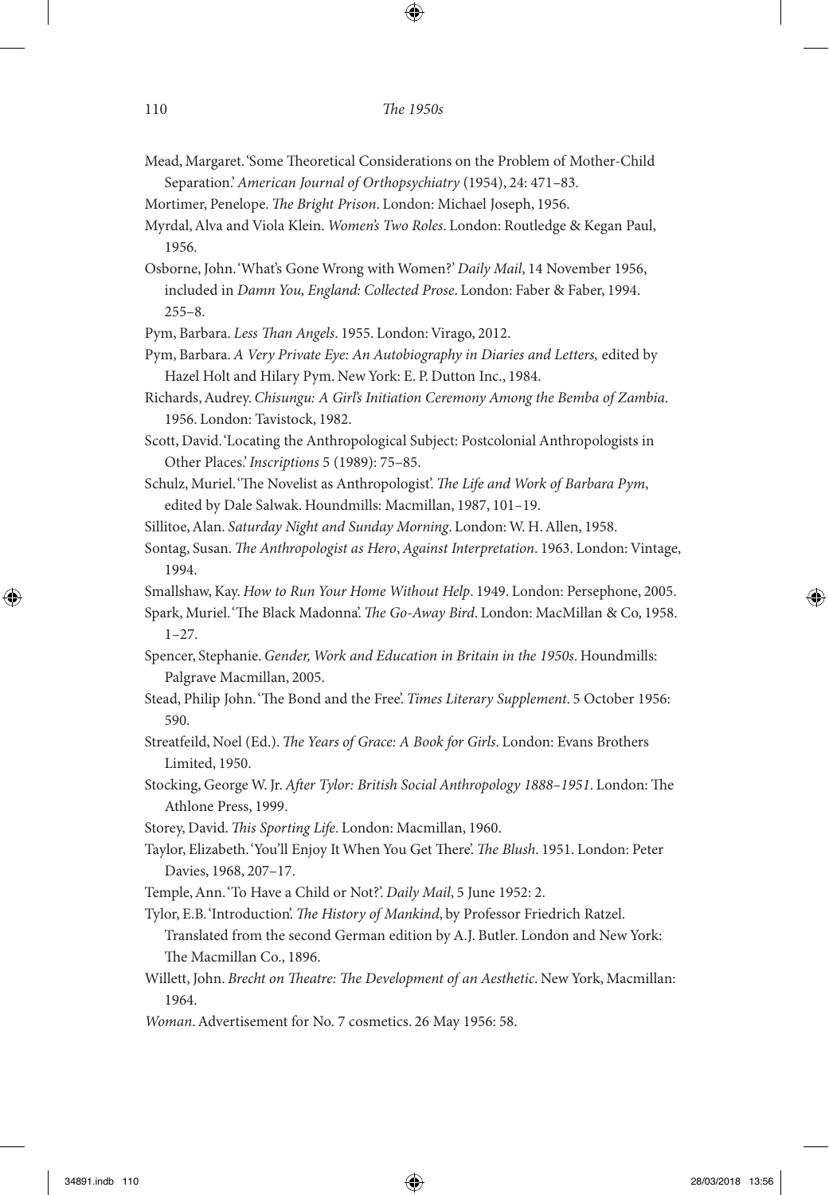Mead, Margaret. 'Some Theoretical Considerations on the Problem of Mother-Child Separation.' *American Journal of Orthopsychiatry* (1954), 24: 471–83.

Mortimer, Penelope. *The Bright Prison*. London: Michael Joseph, 1956.

Myrdal, Alva and Viola Klein. *Women's Two Roles*. London: Routledge & Kegan Paul, 1956.

Osborne, John. 'What's Gone Wrong with Women?' *Daily Mail*, 14 November 1956, included in *Damn You, England: Collected Prose*. London: Faber & Faber, 1994. 255–8.

Pym, Barbara. *Less Than Angels*. 1955. London: Virago, 2012.

Pym, Barbara. *A Very Private Eye: An Autobiography in Diaries and Letters,* edited by Hazel Holt and Hilary Pym. New York: E. P. Dutton Inc., 1984.

Richards, Audrey. *Chisungu: A Girl's Initiation Ceremony Among the Bemba of Zambia*. 1956. London: Tavistock, 1982.

Scott, David. 'Locating the Anthropological Subject: Postcolonial Anthropologists in Other Places.' *Inscriptions* 5 (1989): 75–85.

Schulz, Muriel. 'The Novelist as Anthropologist'. *The Life and Work of Barbara Pym*, edited by Dale Salwak. Houndmills: Macmillan, 1987, 101–19.

Sillitoe, Alan. *Saturday Night and Sunday Morning*. London: W. H. Allen, 1958.

Sontag, Susan. *The Anthropologist as Hero*, *Against Interpretation*. 1963. London: Vintage, 1994.

Smallshaw, Kay. *How to Run Your Home Without Help*. 1949. London: Persephone, 2005.

Spark, Muriel. 'The Black Madonna'. *The Go-Away Bird*. London: MacMillan & Co, 1958. 1–27.

Spencer, Stephanie. *Gender, Work and Education in Britain in the 1950s*. Houndmills: Palgrave Macmillan, 2005.

Stead, Philip John. 'The Bond and the Free'. *Times Literary Supplement*. 5 October 1956: 590.

Streatfeild, Noel (Ed.). *The Years of Grace: A Book for Girls*. London: Evans Brothers Limited, 1950.

Stocking, George W. Jr. *After Tylor: British Social Anthropology 1888–1951*. London: The Athlone Press, 1999.

Storey, David. *This Sporting Life*. London: Macmillan, 1960.

Taylor, Elizabeth. 'You'll Enjoy It When You Get There'. *The Blush*. 1951. London: Peter Davies, 1968, 207–17.

Temple, Ann. 'To Have a Child or Not?'. *Daily Mail*, 5 June 1952: 2.

Tylor, E.B. 'Introduction'. *The History of Mankind*, by Professor Friedrich Ratzel. Translated from the second German edition by A.J. Butler. London and New York: The Macmillan Co., 1896.

Willett, John. *Brecht on Theatre: The Development of an Aesthetic*. New York, Macmillan: 1964.

*Woman*. Advertisement for No. 7 cosmetics. 26 May 1956: 58.